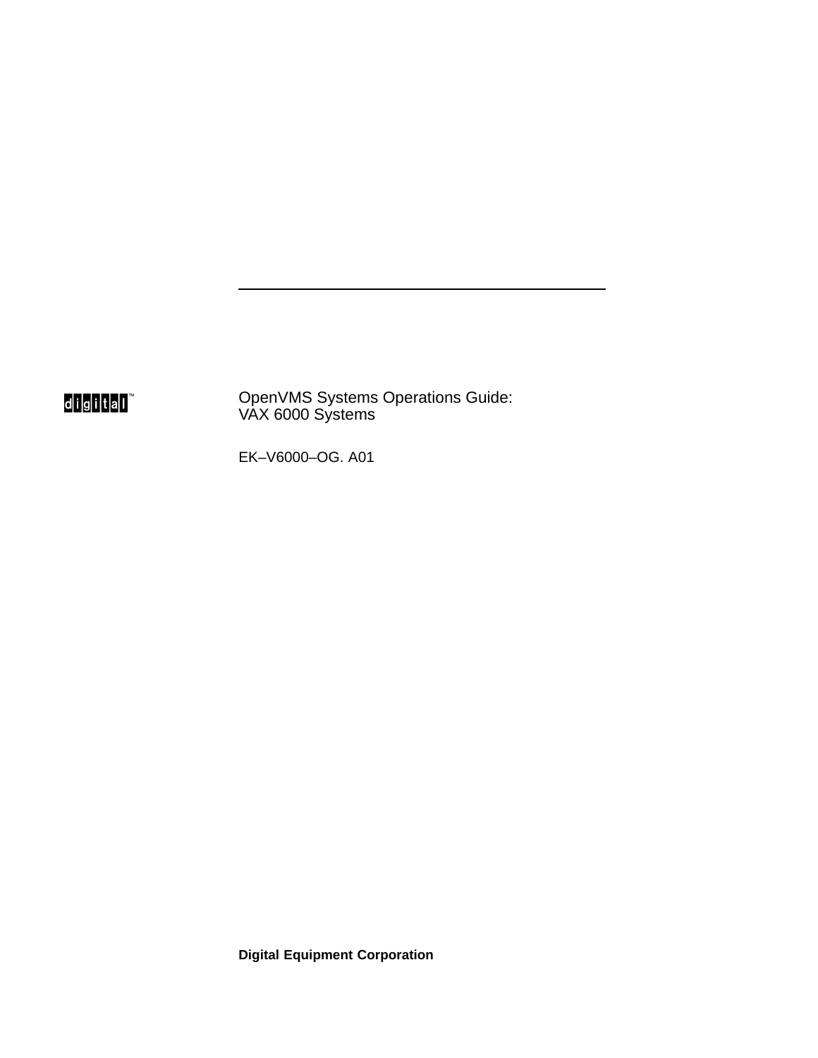---

digital™

# OpenVMS Systems Operations Guide: VAX 6000 Systems

EK–V6000–OG. A01

**Digital Equipment Corporation**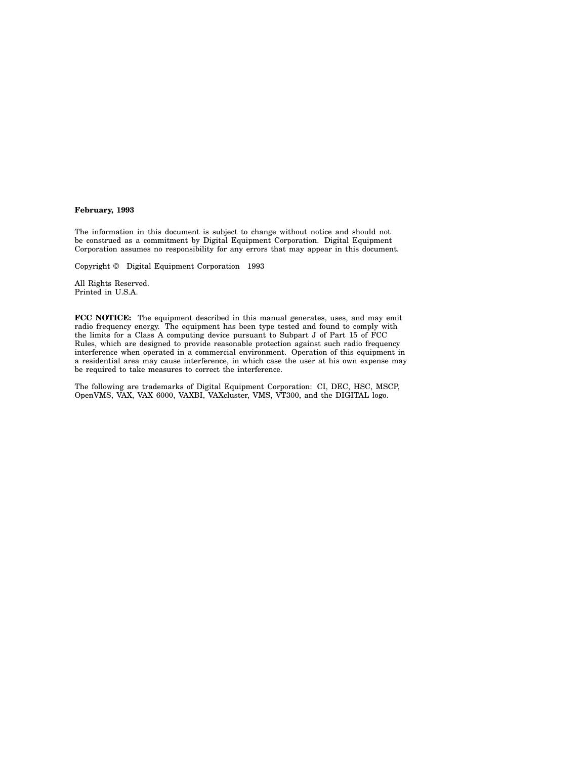**February, 1993**

The information in this document is subject to change without notice and should not be construed as a commitment by Digital Equipment Corporation. Digital Equipment Corporation assumes no responsibility for any errors that may appear in this document.

Copyright © Digital Equipment Corporation 1993

All Rights Reserved.
Printed in U.S.A.

**FCC NOTICE:** The equipment described in this manual generates, uses, and may emit radio frequency energy. The equipment has been type tested and found to comply with the limits for a Class A computing device pursuant to Subpart J of Part 15 of FCC Rules, which are designed to provide reasonable protection against such radio frequency interference when operated in a commercial environment. Operation of this equipment in a residential area may cause interference, in which case the user at his own expense may be required to take measures to correct the interference.

The following are trademarks of Digital Equipment Corporation: CI, DEC, HSC, MSCP, OpenVMS, VAX, VAX 6000, VAXBI, VAXcluster, VMS, VT300, and the DIGITAL logo.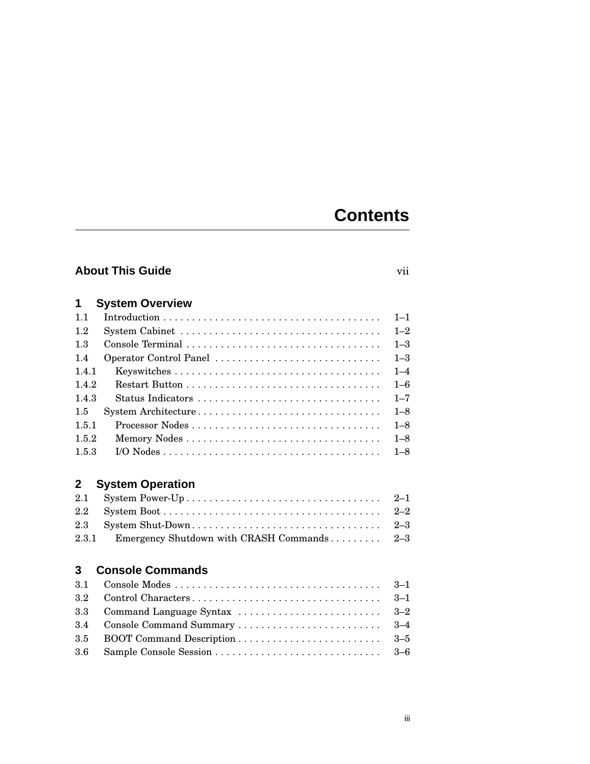# Contents

**About This Guide** vii

## 1 System Overview

| | | |
|---|---|---|
| 1.1 | Introduction | 1–1 |
| 1.2 | System Cabinet | 1–2 |
| 1.3 | Console Terminal | 1–3 |
| 1.4 | Operator Control Panel | 1–3 |
| 1.4.1 | Keyswitches | 1–4 |
| 1.4.2 | Restart Button | 1–6 |
| 1.4.3 | Status Indicators | 1–7 |
| 1.5 | System Architecture | 1–8 |
| 1.5.1 | Processor Nodes | 1–8 |
| 1.5.2 | Memory Nodes | 1–8 |
| 1.5.3 | I/O Nodes | 1–8 |

## 2 System Operation

| | | |
|---|---|---|
| 2.1 | System Power-Up | 2–1 |
| 2.2 | System Boot | 2–2 |
| 2.3 | System Shut-Down | 2–3 |
| 2.3.1 | Emergency Shutdown with CRASH Commands | 2–3 |

## 3 Console Commands

| | | |
|---|---|---|
| 3.1 | Console Modes | 3–1 |
| 3.2 | Control Characters | 3–1 |
| 3.3 | Command Language Syntax | 3–2 |
| 3.4 | Console Command Summary | 3–4 |
| 3.5 | BOOT Command Description | 3–5 |
| 3.6 | Sample Console Session | 3–6 |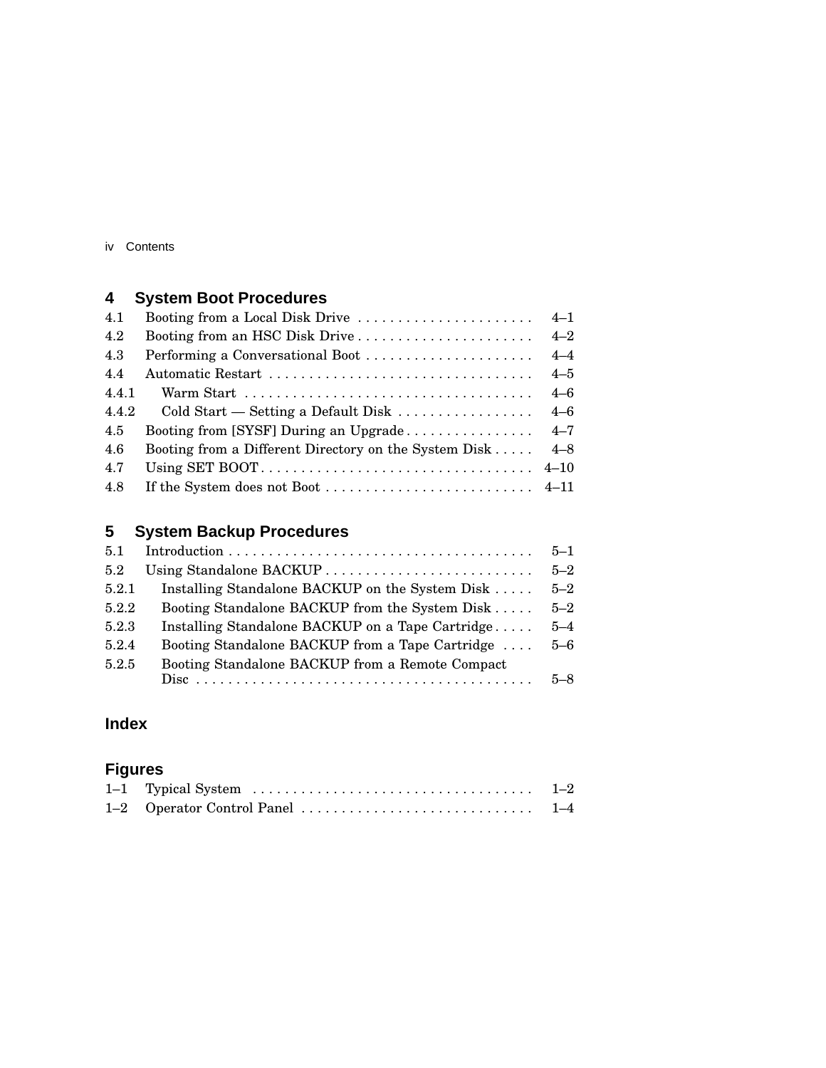## 4 System Boot Procedures

| | | |
|---|---|---|
| 4.1 | Booting from a Local Disk Drive | 4–1 |
| 4.2 | Booting from an HSC Disk Drive | 4–2 |
| 4.3 | Performing a Conversational Boot | 4–4 |
| 4.4 | Automatic Restart | 4–5 |
| 4.4.1 | Warm Start | 4–6 |
| 4.4.2 | Cold Start — Setting a Default Disk | 4–6 |
| 4.5 | Booting from [SYSF] During an Upgrade | 4–7 |
| 4.6 | Booting from a Different Directory on the System Disk | 4–8 |
| 4.7 | Using SET BOOT | 4–10 |
| 4.8 | If the System does not Boot | 4–11 |

## 5 System Backup Procedures

| | | |
|---|---|---|
| 5.1 | Introduction | 5–1 |
| 5.2 | Using Standalone BACKUP | 5–2 |
| 5.2.1 | Installing Standalone BACKUP on the System Disk | 5–2 |
| 5.2.2 | Booting Standalone BACKUP from the System Disk | 5–2 |
| 5.2.3 | Installing Standalone BACKUP on a Tape Cartridge | 5–4 |
| 5.2.4 | Booting Standalone BACKUP from a Tape Cartridge | 5–6 |
| 5.2.5 | Booting Standalone BACKUP from a Remote Compact Disc | 5–8 |

## Index

## Figures

| | | |
|---|---|---|
| 1–1 | Typical System | 1–2 |
| 1–2 | Operator Control Panel | 1–4 |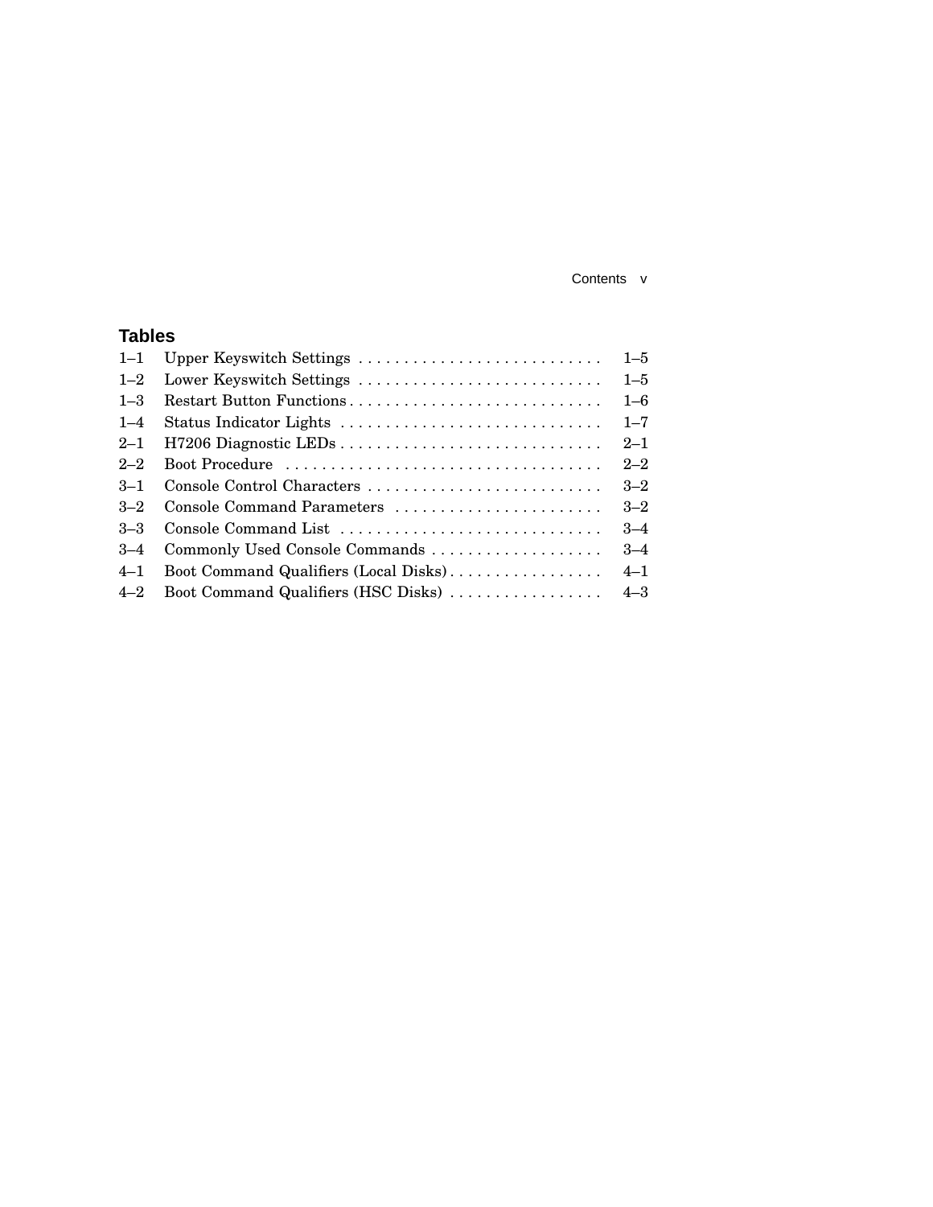## Tables

| | | |
|---|---|---|
| 1–1 | Upper Keyswitch Settings | 1–5 |
| 1–2 | Lower Keyswitch Settings | 1–5 |
| 1–3 | Restart Button Functions | 1–6 |
| 1–4 | Status Indicator Lights | 1–7 |
| 2–1 | H7206 Diagnostic LEDs | 2–1 |
| 2–2 | Boot Procedure | 2–2 |
| 3–1 | Console Control Characters | 3–2 |
| 3–2 | Console Command Parameters | 3–2 |
| 3–3 | Console Command List | 3–4 |
| 3–4 | Commonly Used Console Commands | 3–4 |
| 4–1 | Boot Command Qualifiers (Local Disks) | 4–1 |
| 4–2 | Boot Command Qualifiers (HSC Disks) | 4–3 |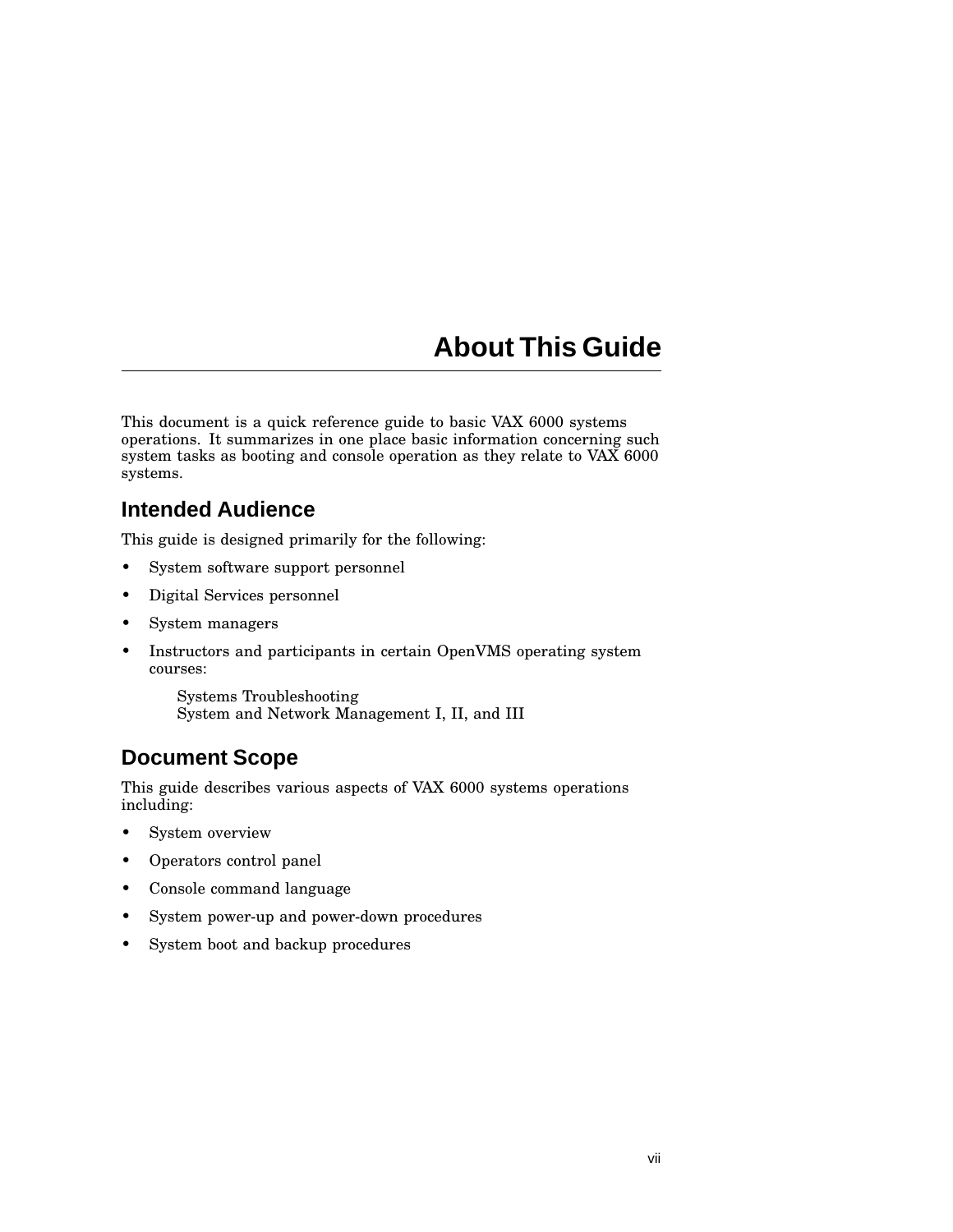# About This Guide

This document is a quick reference guide to basic VAX 6000 systems operations. It summarizes in one place basic information concerning such system tasks as booting and console operation as they relate to VAX 6000 systems.

## Intended Audience

This guide is designed primarily for the following:

- System software support personnel
- Digital Services personnel
- System managers
- Instructors and participants in certain OpenVMS operating system courses:

  Systems Troubleshooting
  System and Network Management I, II, and III

## Document Scope

This guide describes various aspects of VAX 6000 systems operations including:

- System overview
- Operators control panel
- Console command language
- System power-up and power-down procedures
- System boot and backup procedures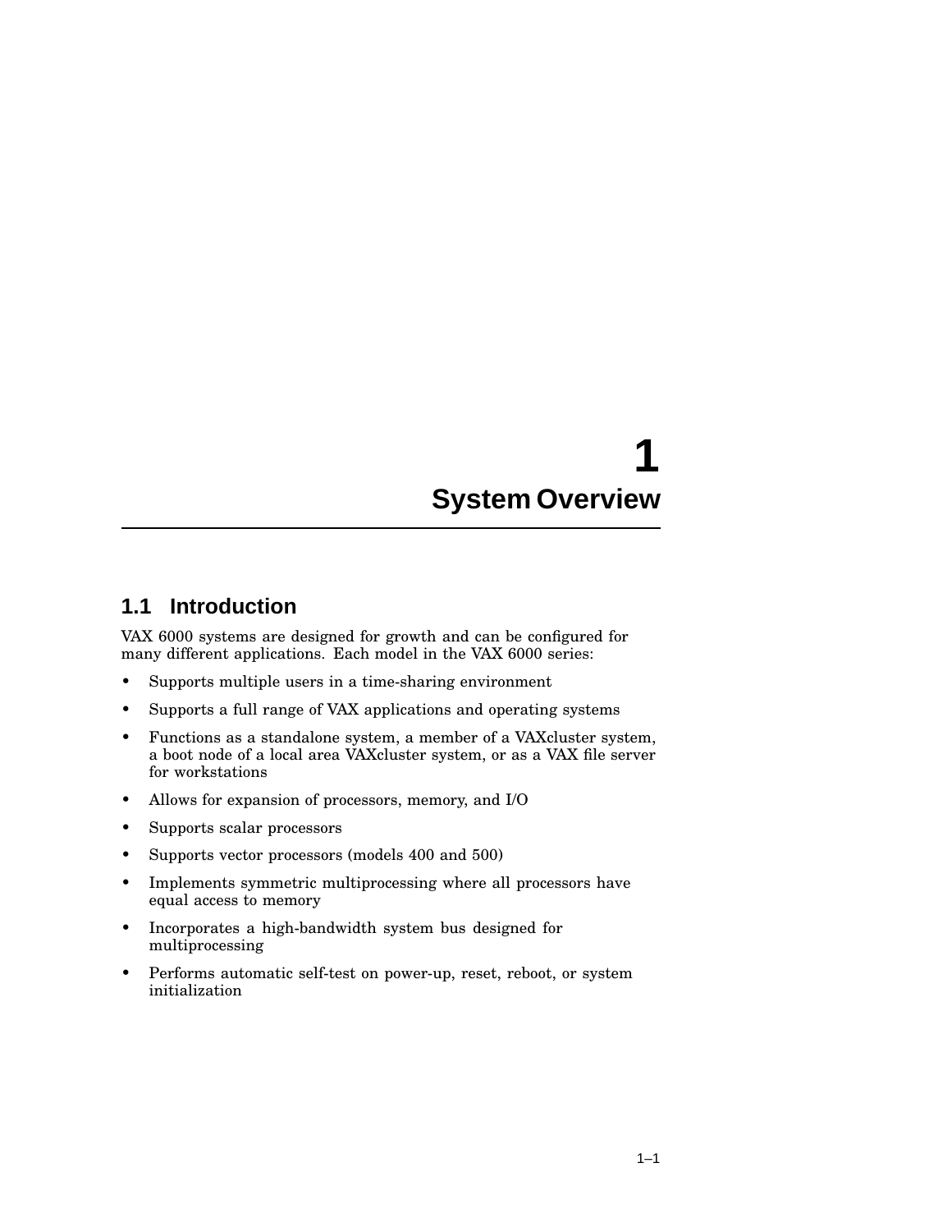# 1 System Overview

## 1.1 Introduction

VAX 6000 systems are designed for growth and can be configured for many different applications. Each model in the VAX 6000 series:

- Supports multiple users in a time-sharing environment
- Supports a full range of VAX applications and operating systems
- Functions as a standalone system, a member of a VAXcluster system, a boot node of a local area VAXcluster system, or as a VAX file server for workstations
- Allows for expansion of processors, memory, and I/O
- Supports scalar processors
- Supports vector processors (models 400 and 500)
- Implements symmetric multiprocessing where all processors have equal access to memory
- Incorporates a high-bandwidth system bus designed for multiprocessing
- Performs automatic self-test on power-up, reset, reboot, or system initialization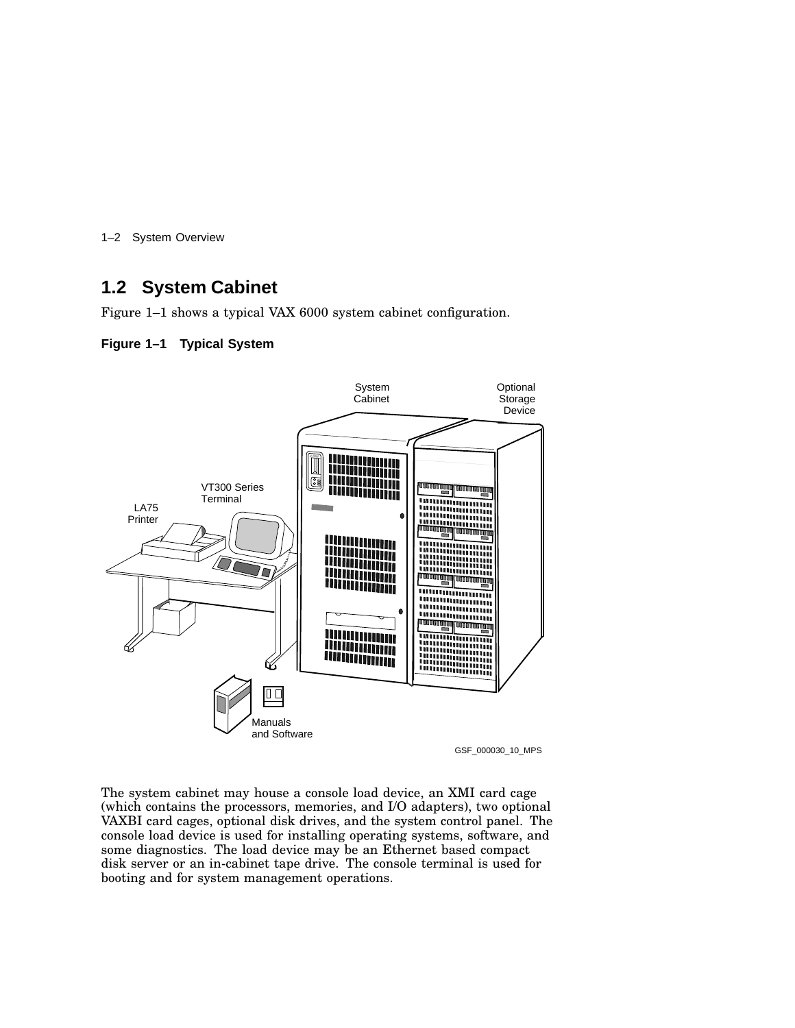## 1.2 System Cabinet

Figure 1–1 shows a typical VAX 6000 system cabinet configuration.

**Figure 1–1 Typical System**

The system cabinet may house a console load device, an XMI card cage (which contains the processors, memories, and I/O adapters), two optional VAXBI card cages, optional disk drives, and the system control panel. The console load device is used for installing operating systems, software, and some diagnostics. The load device may be an Ethernet based compact disk server or an in-cabinet tape drive. The console terminal is used for booting and for system management operations.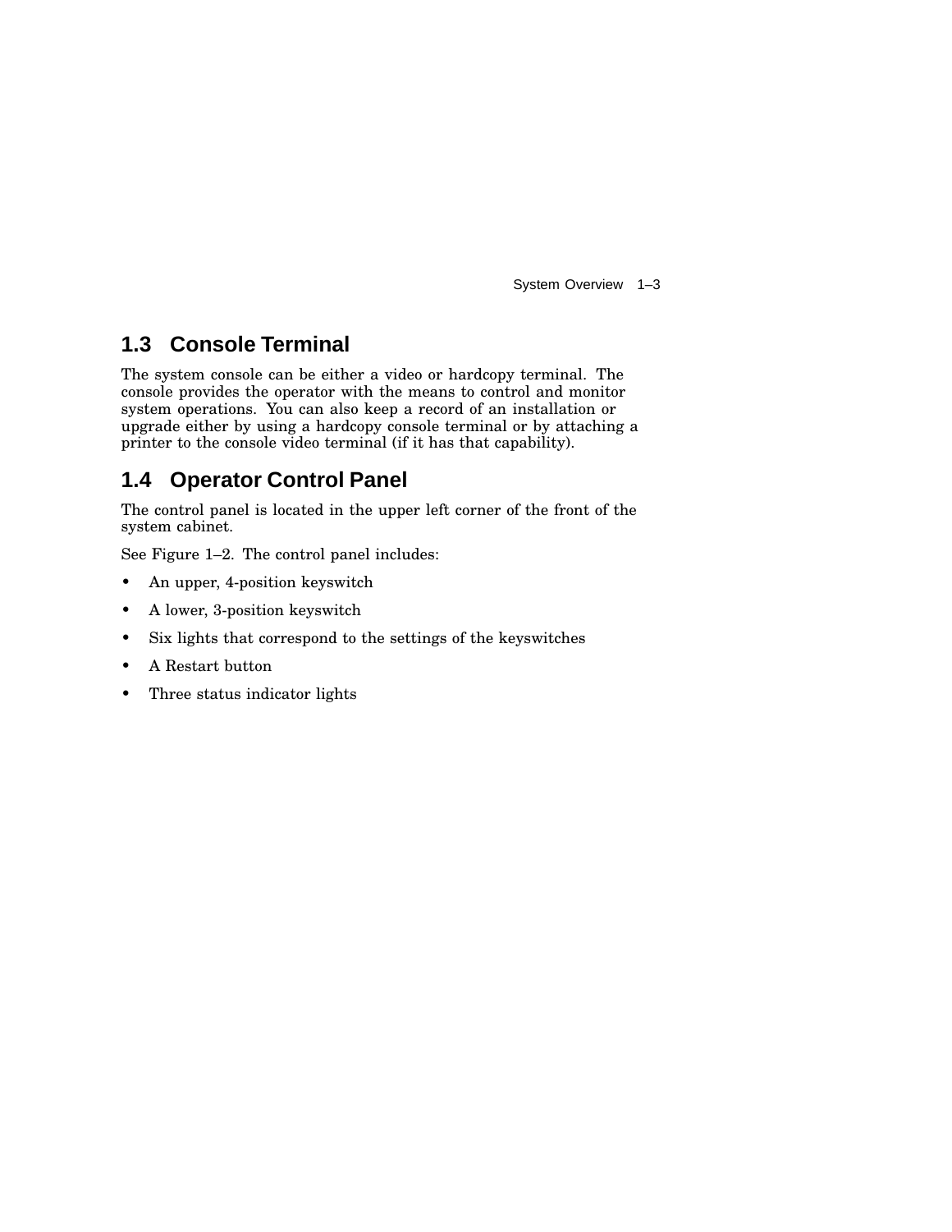## 1.3 Console Terminal

The system console can be either a video or hardcopy terminal. The console provides the operator with the means to control and monitor system operations. You can also keep a record of an installation or upgrade either by using a hardcopy console terminal or by attaching a printer to the console video terminal (if it has that capability).

## 1.4 Operator Control Panel

The control panel is located in the upper left corner of the front of the system cabinet.

See Figure 1–2. The control panel includes:

- An upper, 4-position keyswitch
- A lower, 3-position keyswitch
- Six lights that correspond to the settings of the keyswitches
- A Restart button
- Three status indicator lights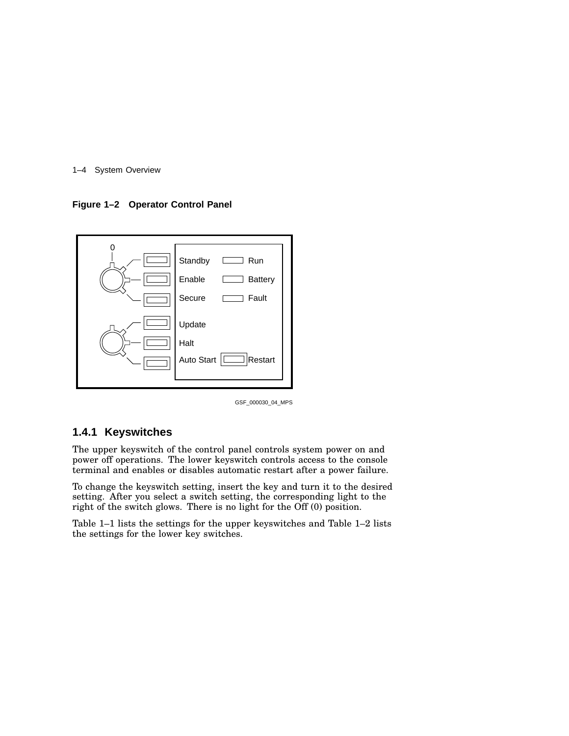**Figure 1–2 Operator Control Panel**

GSF_000030_04_MPS

### 1.4.1 Keyswitches

The upper keyswitch of the control panel controls system power on and power off operations. The lower keyswitch controls access to the console terminal and enables or disables automatic restart after a power failure.

To change the keyswitch setting, insert the key and turn it to the desired setting. After you select a switch setting, the corresponding light to the right of the switch glows. There is no light for the Off (0) position.

Table 1–1 lists the settings for the upper keyswitches and Table 1–2 lists the settings for the lower key switches.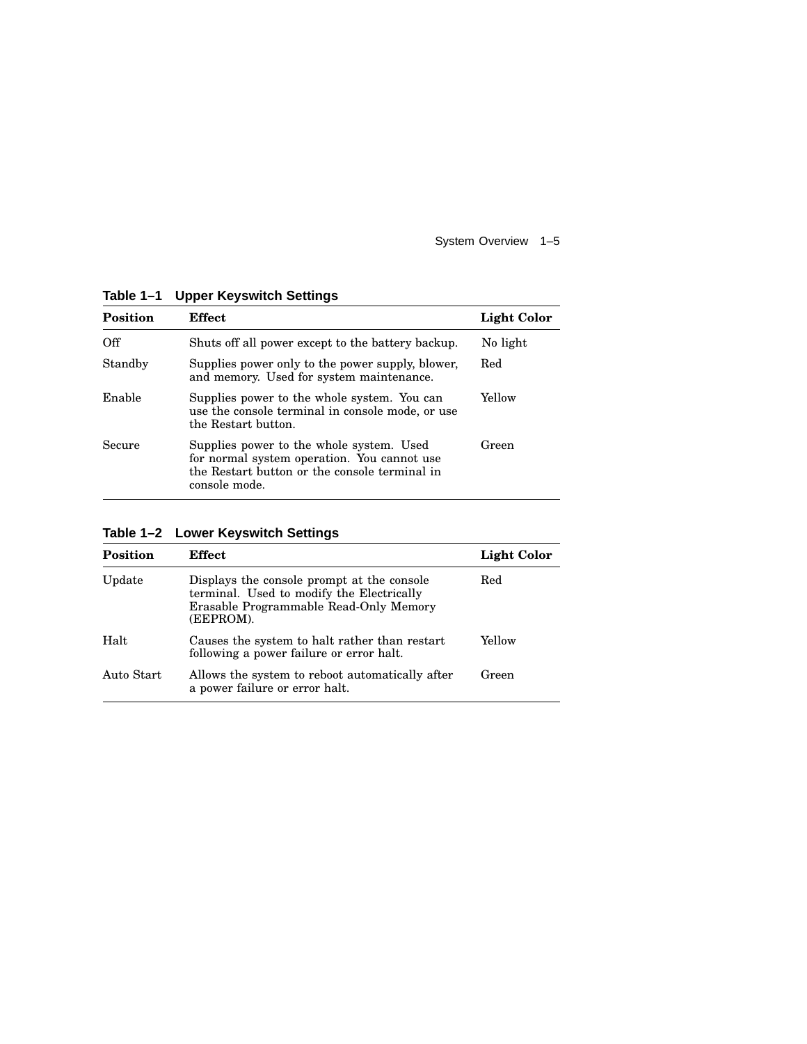**Table 1–1 Upper Keyswitch Settings**

| Position | Effect | Light Color |
| --- | --- | --- |
| Off | Shuts off all power except to the battery backup. | No light |
| Standby | Supplies power only to the power supply, blower, and memory. Used for system maintenance. | Red |
| Enable | Supplies power to the whole system. You can use the console terminal in console mode, or use the Restart button. | Yellow |
| Secure | Supplies power to the whole system. Used for normal system operation. You cannot use the Restart button or the console terminal in console mode. | Green |

**Table 1–2 Lower Keyswitch Settings**

| Position | Effect | Light Color |
| --- | --- | --- |
| Update | Displays the console prompt at the console terminal. Used to modify the Electrically Erasable Programmable Read-Only Memory (EEPROM). | Red |
| Halt | Causes the system to halt rather than restart following a power failure or error halt. | Yellow |
| Auto Start | Allows the system to reboot automatically after a power failure or error halt. | Green |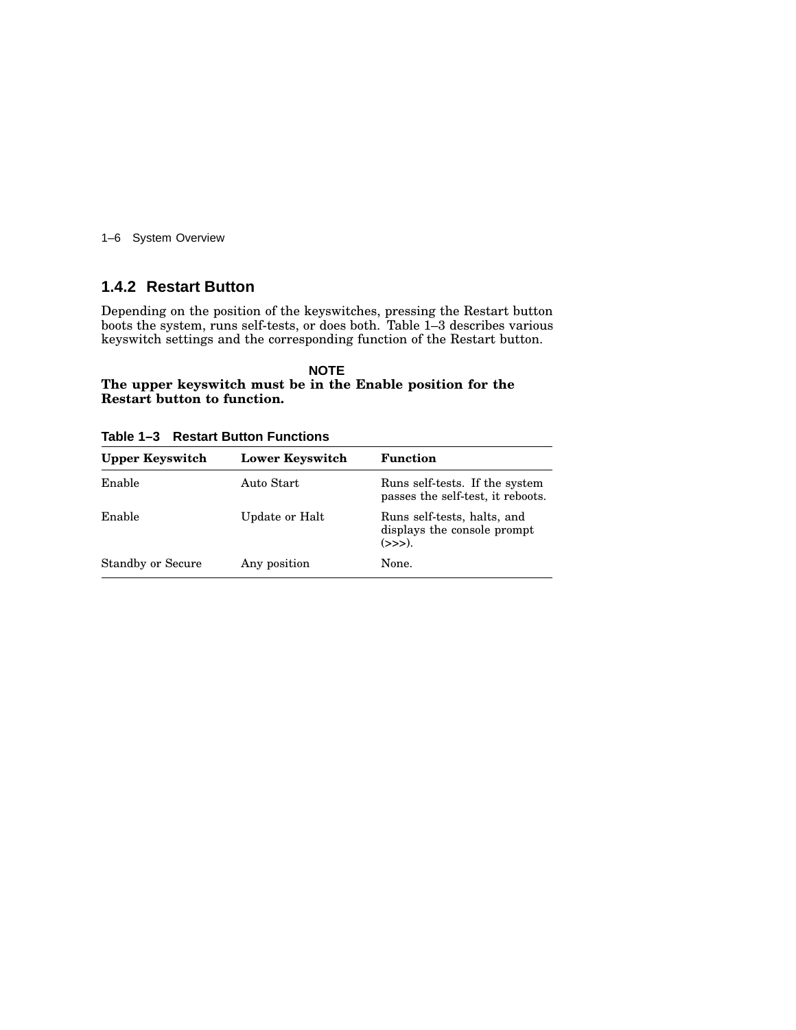### 1.4.2 Restart Button

Depending on the position of the keyswitches, pressing the Restart button boots the system, runs self-tests, or does both. Table 1–3 describes various keyswitch settings and the corresponding function of the Restart button.

**NOTE**

**The upper keyswitch must be in the Enable position for the Restart button to function.**

**Table 1–3 Restart Button Functions**

| Upper Keyswitch | Lower Keyswitch | Function |
|---|---|---|
| Enable | Auto Start | Runs self-tests. If the system passes the self-test, it reboots. |
| Enable | Update or Halt | Runs self-tests, halts, and displays the console prompt (>>>). |
| Standby or Secure | Any position | None. |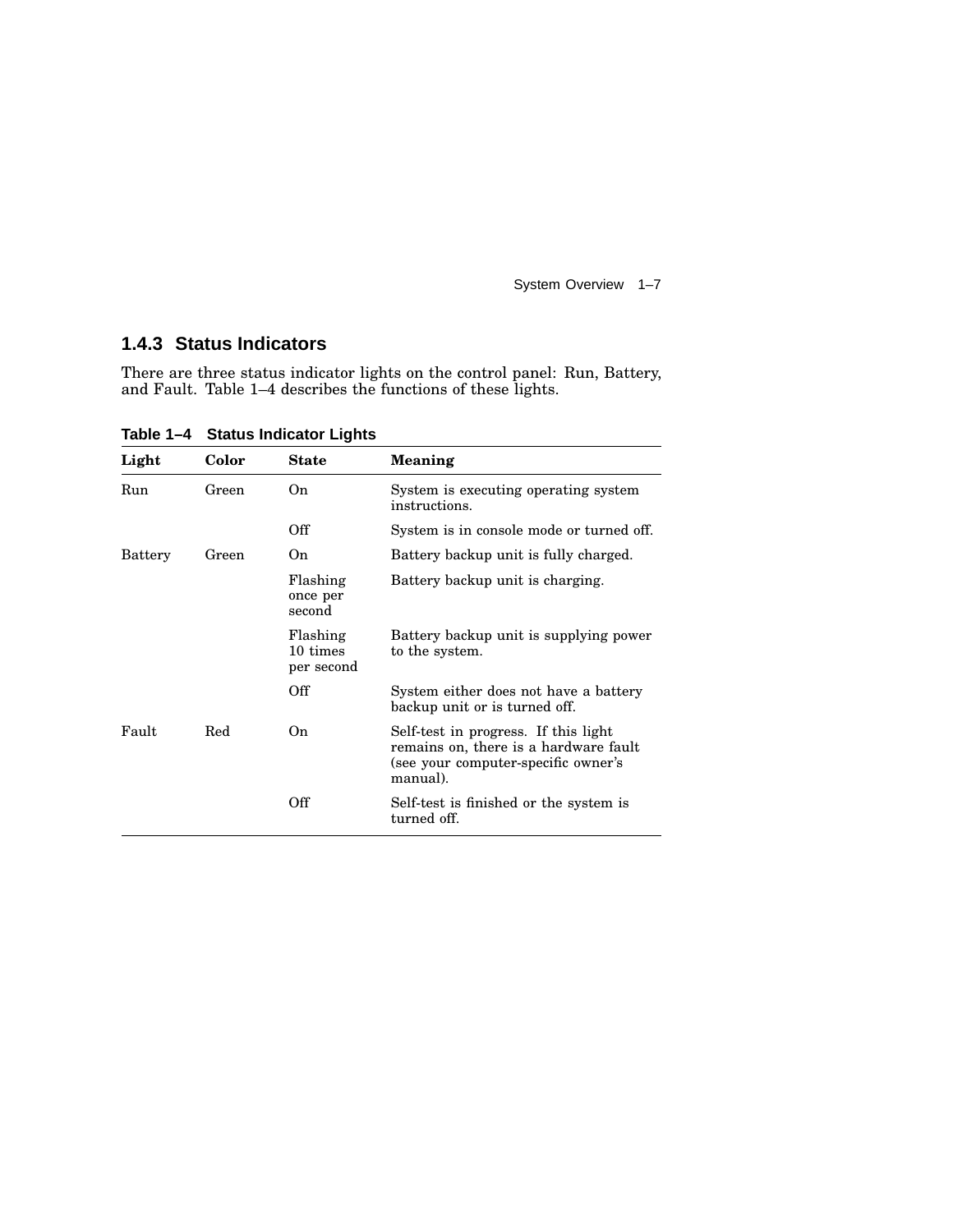### 1.4.3 Status Indicators

There are three status indicator lights on the control panel: Run, Battery, and Fault. Table 1–4 describes the functions of these lights.

**Table 1–4 Status Indicator Lights**

| Light | Color | State | Meaning |
|---|---|---|---|
| Run | Green | On | System is executing operating system instructions. |
| | | Off | System is in console mode or turned off. |
| Battery | Green | On | Battery backup unit is fully charged. |
| | | Flashing once per second | Battery backup unit is charging. |
| | | Flashing 10 times per second | Battery backup unit is supplying power to the system. |
| | | Off | System either does not have a battery backup unit or is turned off. |
| Fault | Red | On | Self-test in progress. If this light remains on, there is a hardware fault (see your computer-specific owner's manual). |
| | | Off | Self-test is finished or the system is turned off. |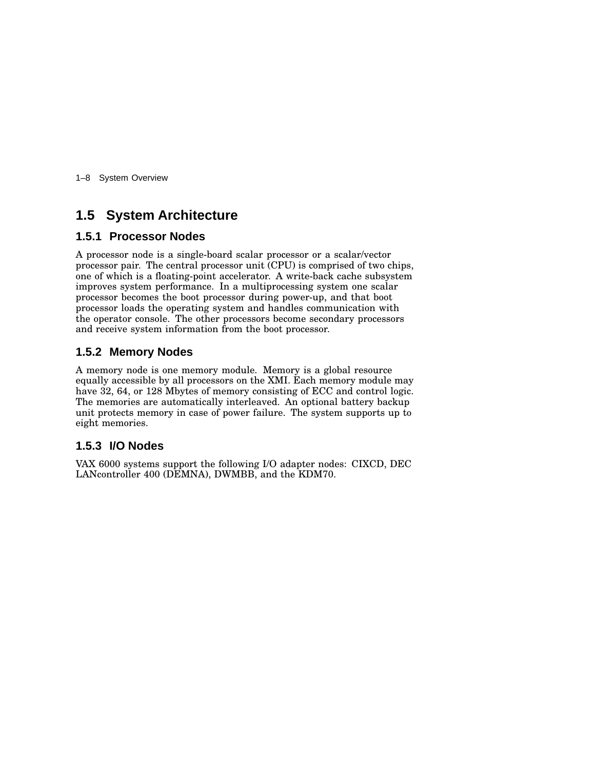## 1.5 System Architecture

### 1.5.1 Processor Nodes

A processor node is a single-board scalar processor or a scalar/vector processor pair. The central processor unit (CPU) is comprised of two chips, one of which is a floating-point accelerator. A write-back cache subsystem improves system performance. In a multiprocessing system one scalar processor becomes the boot processor during power-up, and that boot processor loads the operating system and handles communication with the operator console. The other processors become secondary processors and receive system information from the boot processor.

### 1.5.2 Memory Nodes

A memory node is one memory module. Memory is a global resource equally accessible by all processors on the XMI. Each memory module may have 32, 64, or 128 Mbytes of memory consisting of ECC and control logic. The memories are automatically interleaved. An optional battery backup unit protects memory in case of power failure. The system supports up to eight memories.

### 1.5.3 I/O Nodes

VAX 6000 systems support the following I/O adapter nodes: CIXCD, DEC LANcontroller 400 (DEMNA), DWMBB, and the KDM70.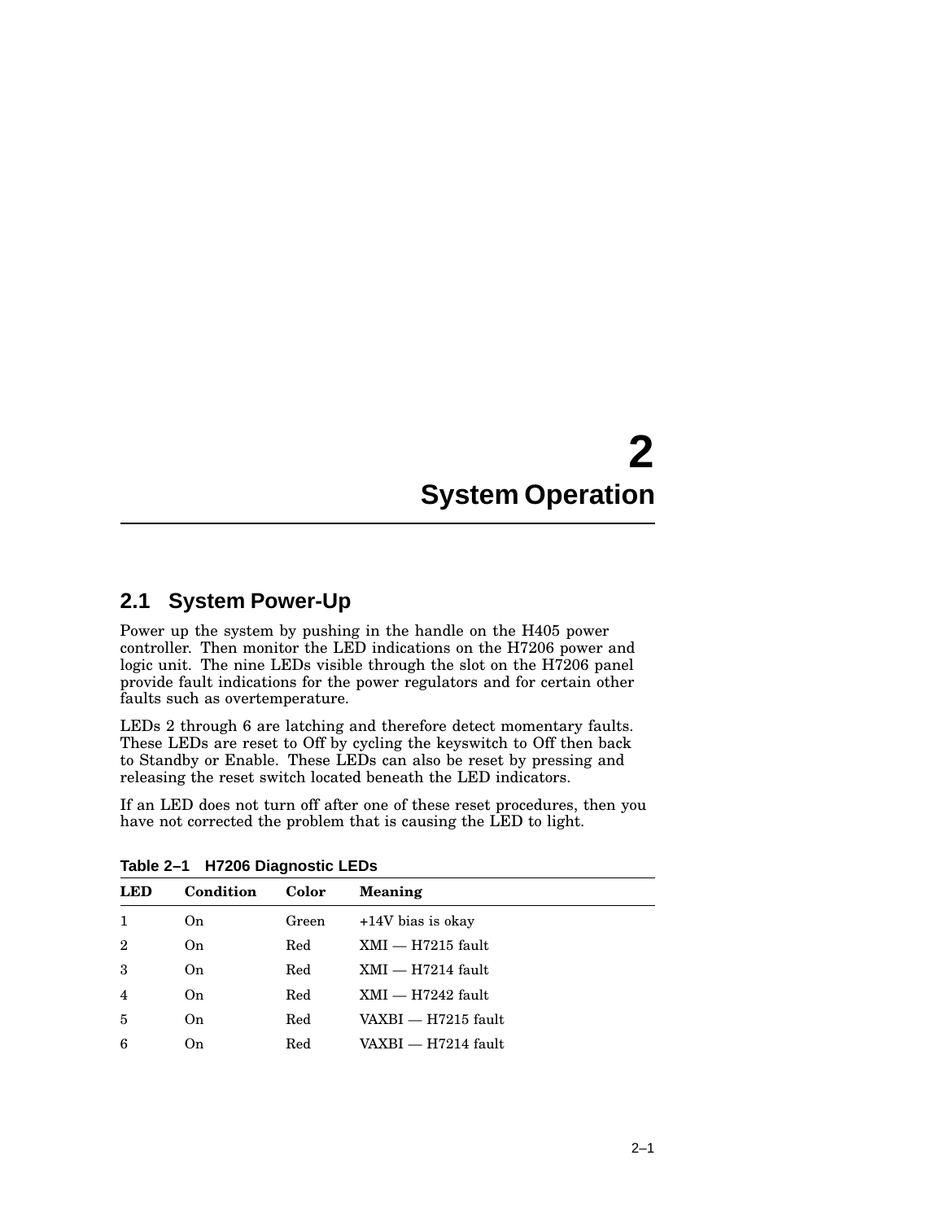# 2 System Operation

## 2.1 System Power-Up

Power up the system by pushing in the handle on the H405 power controller. Then monitor the LED indications on the H7206 power and logic unit. The nine LEDs visible through the slot on the H7206 panel provide fault indications for the power regulators and for certain other faults such as overtemperature.

LEDs 2 through 6 are latching and therefore detect momentary faults. These LEDs are reset to Off by cycling the keyswitch to Off then back to Standby or Enable. These LEDs can also be reset by pressing and releasing the reset switch located beneath the LED indicators.

If an LED does not turn off after one of these reset procedures, then you have not corrected the problem that is causing the LED to light.

**Table 2–1 H7206 Diagnostic LEDs**

| LED | Condition | Color | Meaning |
|---|---|---|---|
| 1 | On | Green | +14V bias is okay |
| 2 | On | Red | XMI — H7215 fault |
| 3 | On | Red | XMI — H7214 fault |
| 4 | On | Red | XMI — H7242 fault |
| 5 | On | Red | VAXBI — H7215 fault |
| 6 | On | Red | VAXBI — H7214 fault |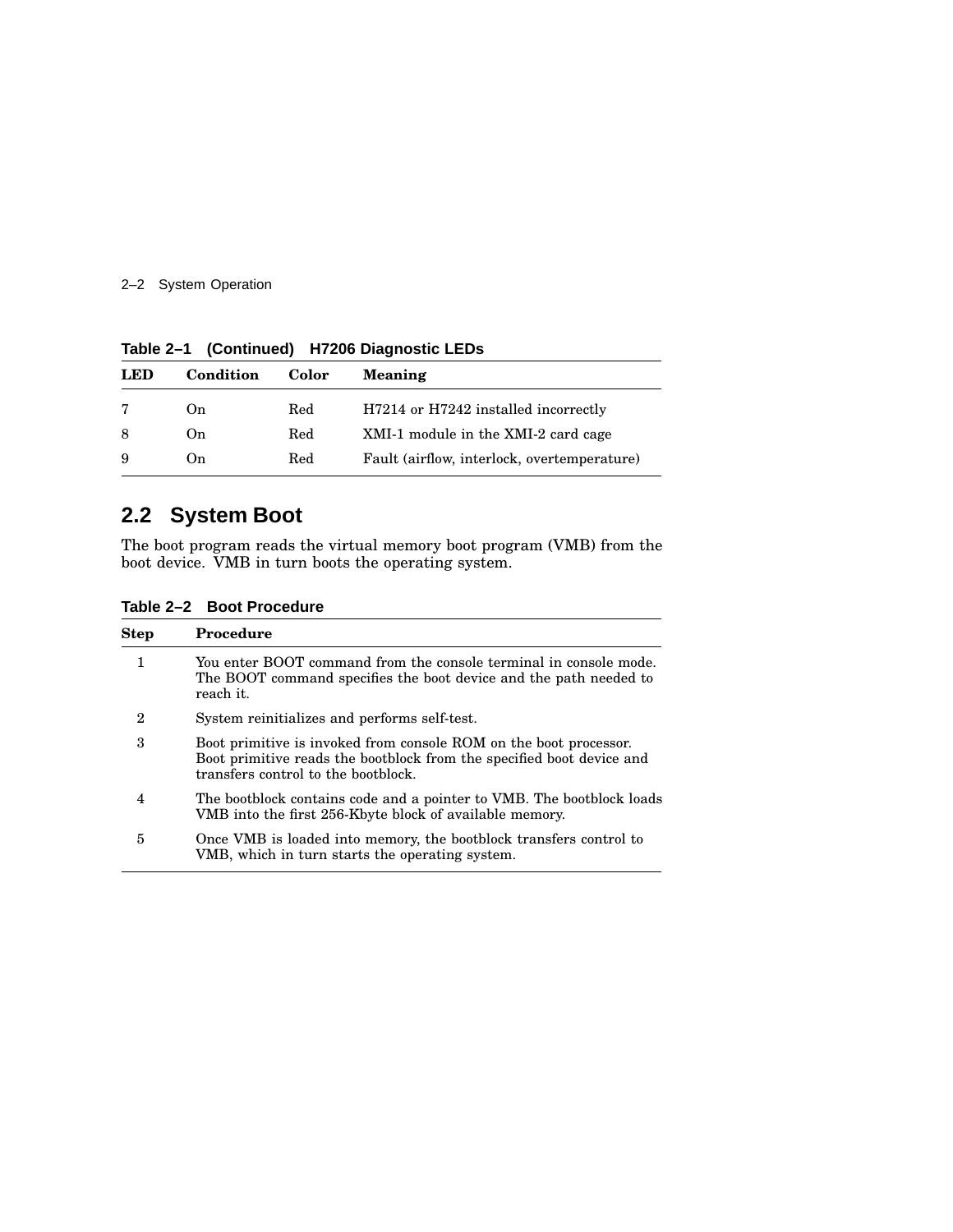**Table 2–1 (Continued) H7206 Diagnostic LEDs**

| LED | Condition | Color | Meaning |
|---|---|---|---|
| 7 | On | Red | H7214 or H7242 installed incorrectly |
| 8 | On | Red | XMI-1 module in the XMI-2 card cage |
| 9 | On | Red | Fault (airflow, interlock, overtemperature) |

## 2.2 System Boot

The boot program reads the virtual memory boot program (VMB) from the boot device. VMB in turn boots the operating system.

**Table 2–2 Boot Procedure**

| Step | Procedure |
|---|---|
| 1 | You enter BOOT command from the console terminal in console mode. The BOOT command specifies the boot device and the path needed to reach it. |
| 2 | System reinitializes and performs self-test. |
| 3 | Boot primitive is invoked from console ROM on the boot processor. Boot primitive reads the bootblock from the specified boot device and transfers control to the bootblock. |
| 4 | The bootblock contains code and a pointer to VMB. The bootblock loads VMB into the first 256-Kbyte block of available memory. |
| 5 | Once VMB is loaded into memory, the bootblock transfers control to VMB, which in turn starts the operating system. |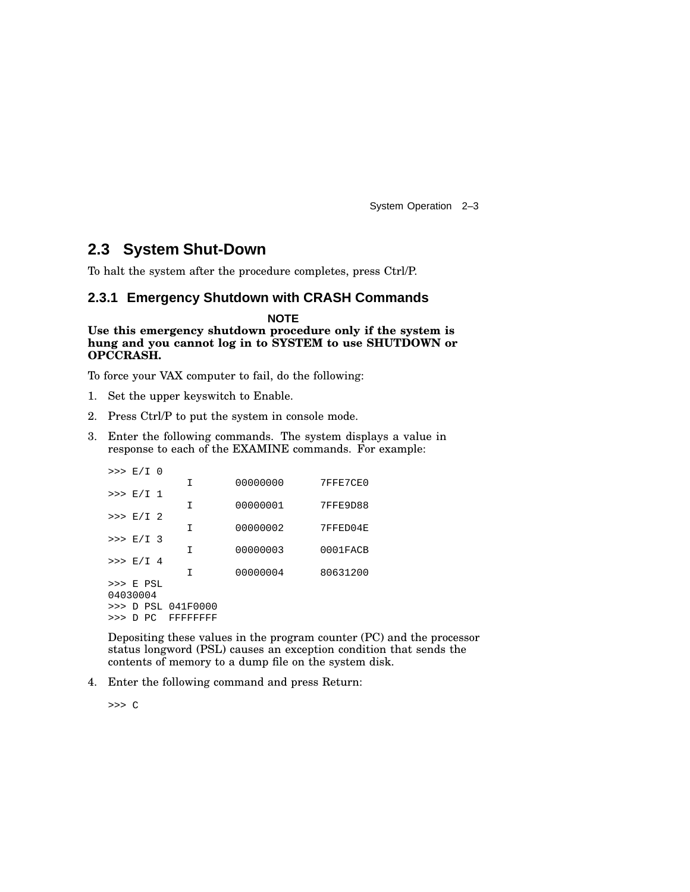## 2.3 System Shut-Down

To halt the system after the procedure completes, press Ctrl/P.

### 2.3.1 Emergency Shutdown with CRASH Commands

**NOTE**

**Use this emergency shutdown procedure only if the system is hung and you cannot log in to SYSTEM to use SHUTDOWN or OPCCRASH.**

To force your VAX computer to fail, do the following:

1. Set the upper keyswitch to Enable.
2. Press Ctrl/P to put the system in console mode.
3. Enter the following commands. The system displays a value in response to each of the EXAMINE commands. For example:

   ```
   >>> E/I 0
             I       00000000      7FFE7CE0
   >>> E/I 1
             I       00000001      7FFE9D88
   >>> E/I 2
             I       00000002      7FFED04E
   >>> E/I 3
             I       00000003      0001FACB
   >>> E/I 4
             I       00000004      80631200
   >>> E PSL
   04030004
   >>> D PSL 041F0000
   >>> D PC  FFFFFFFF
   ```

   Depositing these values in the program counter (PC) and the processor status longword (PSL) causes an exception condition that sends the contents of memory to a dump file on the system disk.

4. Enter the following command and press Return:

   ```
   >>> C
   ```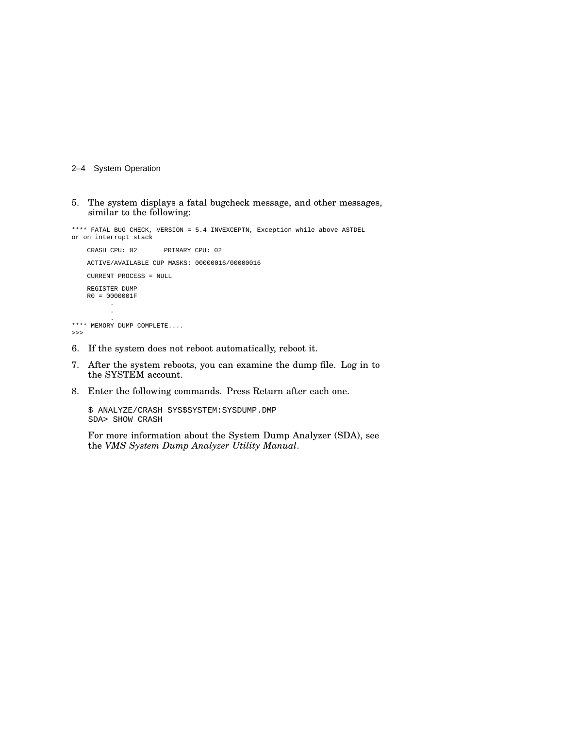5. The system displays a fatal bugcheck message, and other messages, similar to the following:

```
**** FATAL BUG CHECK, VERSION = 5.4 INVEXCEPTN, Exception while above ASTDEL
or on interrupt stack

    CRASH CPU: 02       PRIMARY CPU: 02

    ACTIVE/AVAILABLE CUP MASKS: 00000016/00000016

    CURRENT PROCESS = NULL

    REGISTER DUMP
    R0 = 0000001F
          .
          .
          .
**** MEMORY DUMP COMPLETE....
>>>
```

6. If the system does not reboot automatically, reboot it.
7. After the system reboots, you can examine the dump file. Log in to the SYSTEM account.
8. Enter the following commands. Press Return after each one.

   ```
   $ ANALYZE/CRASH SYS$SYSTEM:SYSDUMP.DMP
   SDA> SHOW CRASH
   ```

   For more information about the System Dump Analyzer (SDA), see the *VMS System Dump Analyzer Utility Manual*.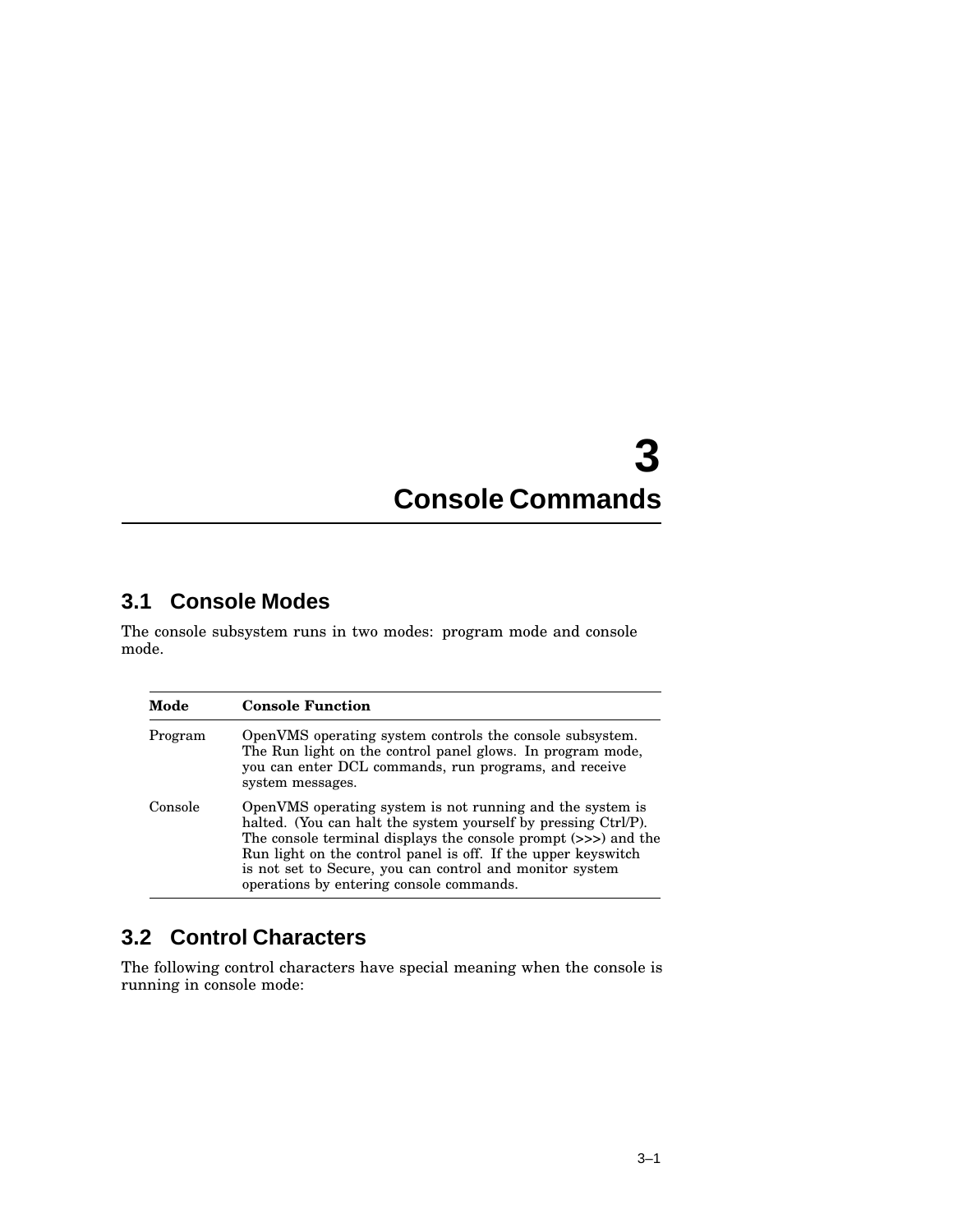# 3 Console Commands

## 3.1 Console Modes

The console subsystem runs in two modes: program mode and console mode.

| Mode | Console Function |
|---|---|
| Program | OpenVMS operating system controls the console subsystem. The Run light on the control panel glows. In program mode, you can enter DCL commands, run programs, and receive system messages. |
| Console | OpenVMS operating system is not running and the system is halted. (You can halt the system yourself by pressing Ctrl/P). The console terminal displays the console prompt (>>>) and the Run light on the control panel is off. If the upper keyswitch is not set to Secure, you can control and monitor system operations by entering console commands. |

## 3.2 Control Characters

The following control characters have special meaning when the console is running in console mode: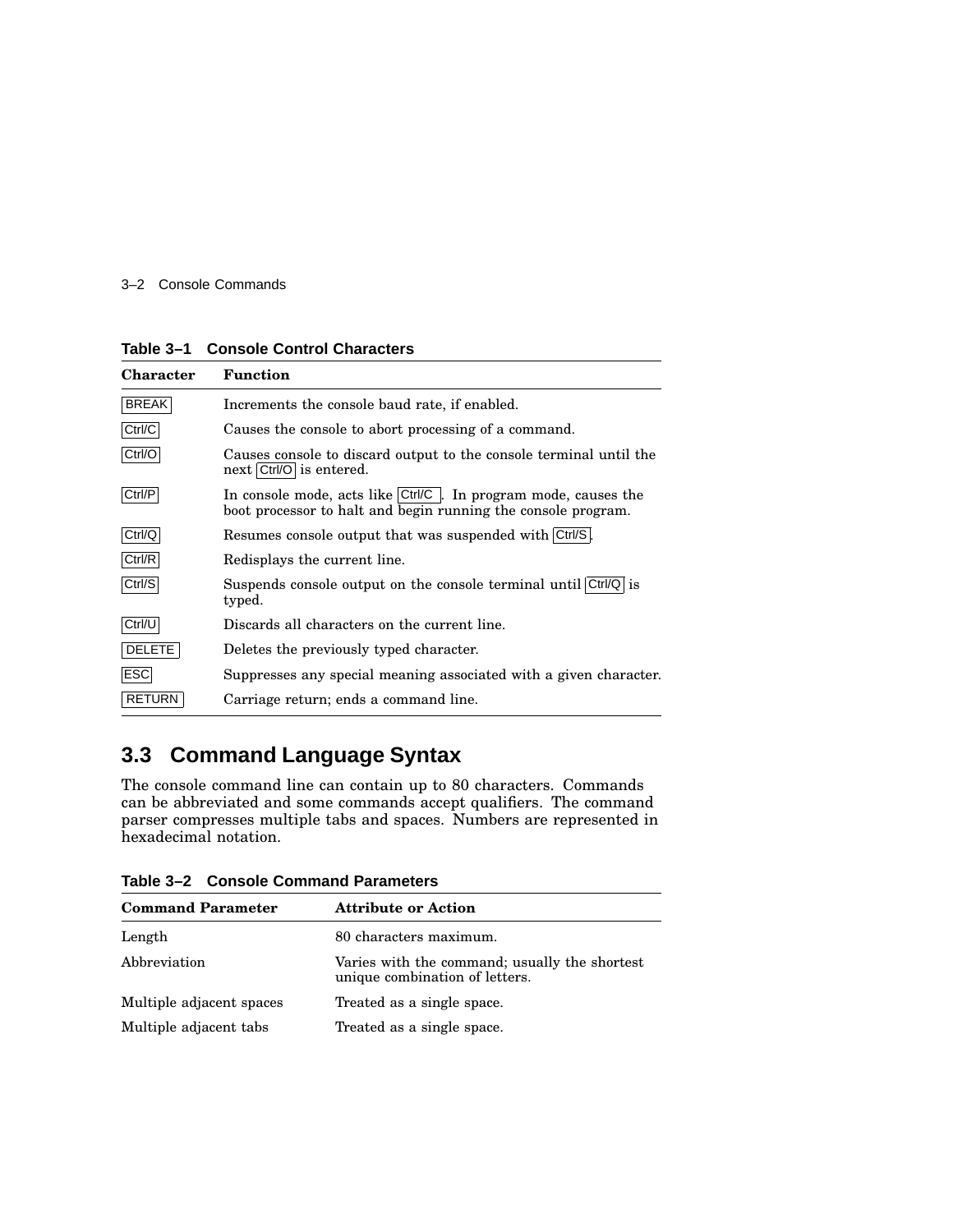**Table 3–1 Console Control Characters**

| Character | Function |
|---|---|
| BREAK | Increments the console baud rate, if enabled. |
| Ctrl/C | Causes the console to abort processing of a command. |
| Ctrl/O | Causes console to discard output to the console terminal until the next Ctrl/O is entered. |
| Ctrl/P | In console mode, acts like Ctrl/C. In program mode, causes the boot processor to halt and begin running the console program. |
| Ctrl/Q | Resumes console output that was suspended with Ctrl/S. |
| Ctrl/R | Redisplays the current line. |
| Ctrl/S | Suspends console output on the console terminal until Ctrl/Q is typed. |
| Ctrl/U | Discards all characters on the current line. |
| DELETE | Deletes the previously typed character. |
| ESC | Suppresses any special meaning associated with a given character. |
| RETURN | Carriage return; ends a command line. |

## 3.3 Command Language Syntax

The console command line can contain up to 80 characters. Commands can be abbreviated and some commands accept qualifiers. The command parser compresses multiple tabs and spaces. Numbers are represented in hexadecimal notation.

**Table 3–2 Console Command Parameters**

| Command Parameter | Attribute or Action |
|---|---|
| Length | 80 characters maximum. |
| Abbreviation | Varies with the command; usually the shortest unique combination of letters. |
| Multiple adjacent spaces | Treated as a single space. |
| Multiple adjacent tabs | Treated as a single space. |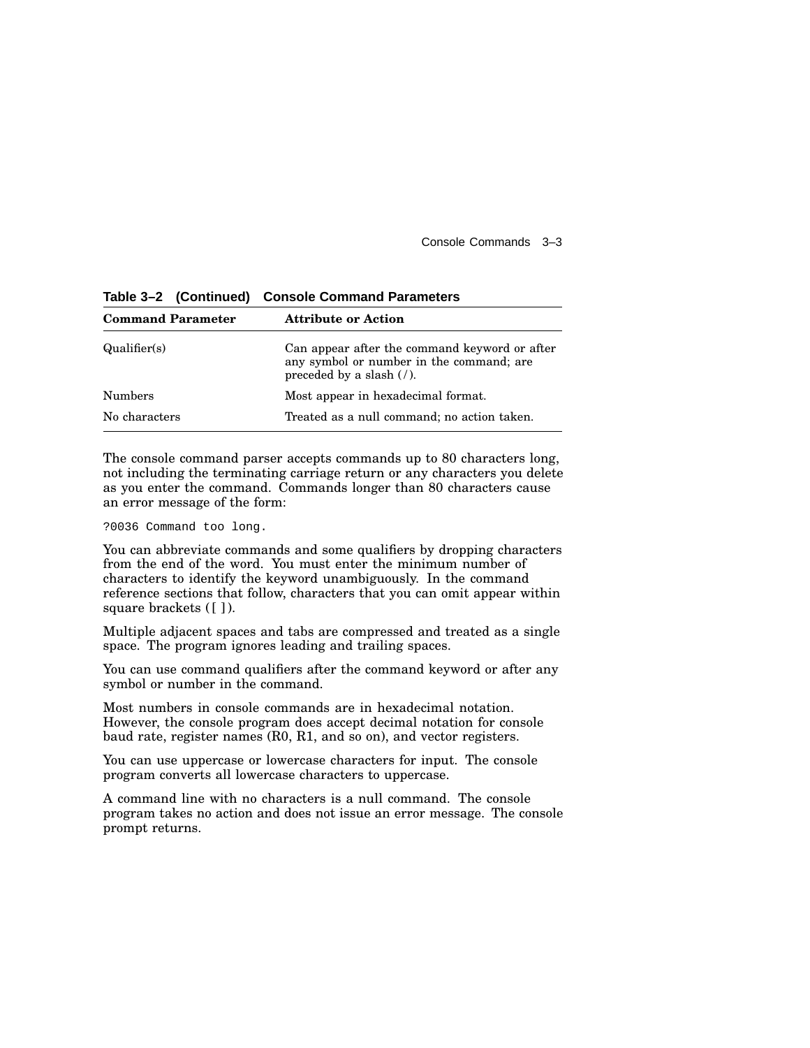**Table 3–2 (Continued) Console Command Parameters**

| Command Parameter | Attribute or Action |
|---|---|
| Qualifier(s) | Can appear after the command keyword or after any symbol or number in the command; are preceded by a slash (/). |
| Numbers | Most appear in hexadecimal format. |
| No characters | Treated as a null command; no action taken. |

The console command parser accepts commands up to 80 characters long, not including the terminating carriage return or any characters you delete as you enter the command. Commands longer than 80 characters cause an error message of the form:

```
?0036 Command too long.
```

You can abbreviate commands and some qualifiers by dropping characters from the end of the word. You must enter the minimum number of characters to identify the keyword unambiguously. In the command reference sections that follow, characters that you can omit appear within square brackets ([ ]).

Multiple adjacent spaces and tabs are compressed and treated as a single space. The program ignores leading and trailing spaces.

You can use command qualifiers after the command keyword or after any symbol or number in the command.

Most numbers in console commands are in hexadecimal notation. However, the console program does accept decimal notation for console baud rate, register names (R0, R1, and so on), and vector registers.

You can use uppercase or lowercase characters for input. The console program converts all lowercase characters to uppercase.

A command line with no characters is a null command. The console program takes no action and does not issue an error message. The console prompt returns.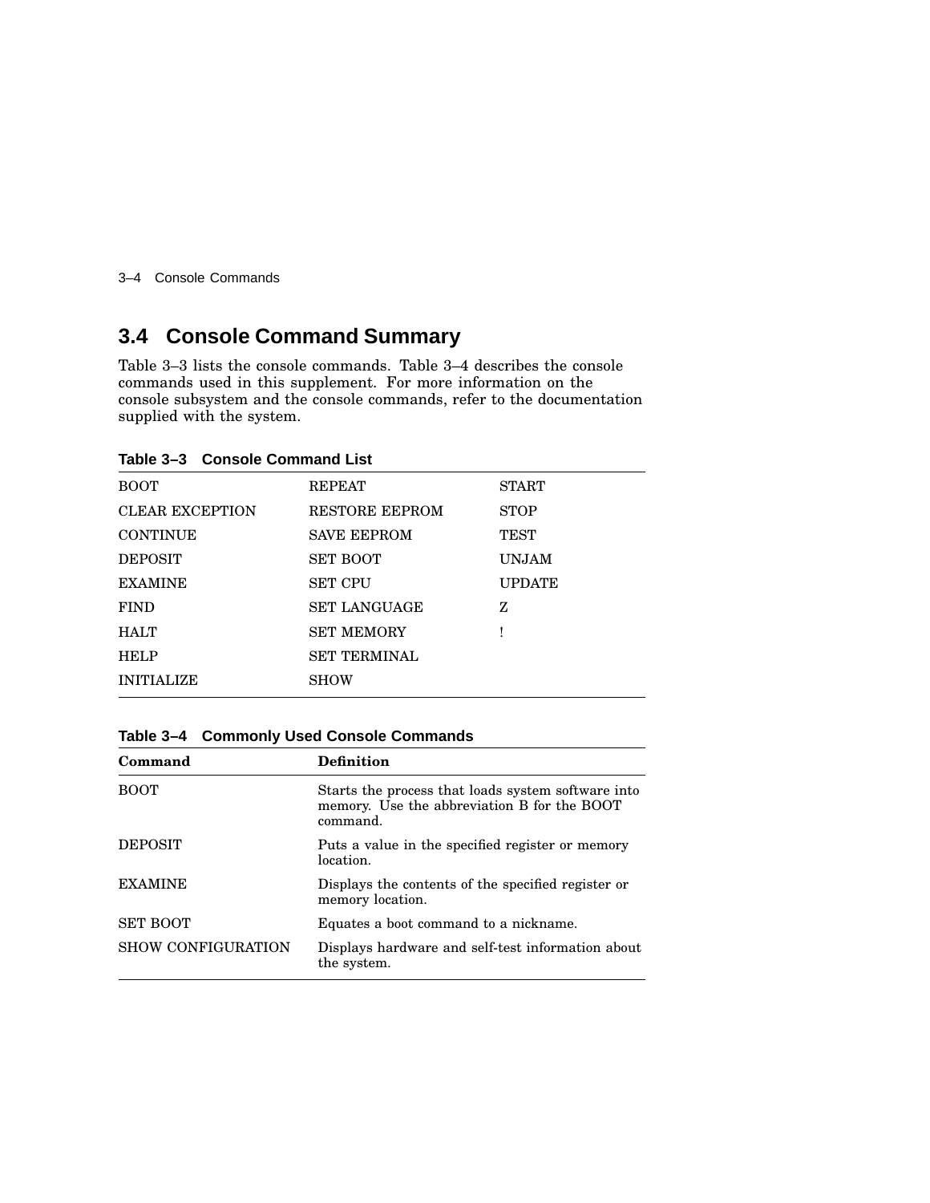## 3.4 Console Command Summary

Table 3–3 lists the console commands. Table 3–4 describes the console commands used in this supplement. For more information on the console subsystem and the console commands, refer to the documentation supplied with the system.

**Table 3–3 Console Command List**

| | | |
|---|---|---|
| BOOT | REPEAT | START |
| CLEAR EXCEPTION | RESTORE EEPROM | STOP |
| CONTINUE | SAVE EEPROM | TEST |
| DEPOSIT | SET BOOT | UNJAM |
| EXAMINE | SET CPU | UPDATE |
| FIND | SET LANGUAGE | Z |
| HALT | SET MEMORY | ! |
| HELP | SET TERMINAL | |
| INITIALIZE | SHOW | |

**Table 3–4 Commonly Used Console Commands**

| Command | Definition |
|---|---|
| BOOT | Starts the process that loads system software into memory. Use the abbreviation B for the BOOT command. |
| DEPOSIT | Puts a value in the specified register or memory location. |
| EXAMINE | Displays the contents of the specified register or memory location. |
| SET BOOT | Equates a boot command to a nickname. |
| SHOW CONFIGURATION | Displays hardware and self-test information about the system. |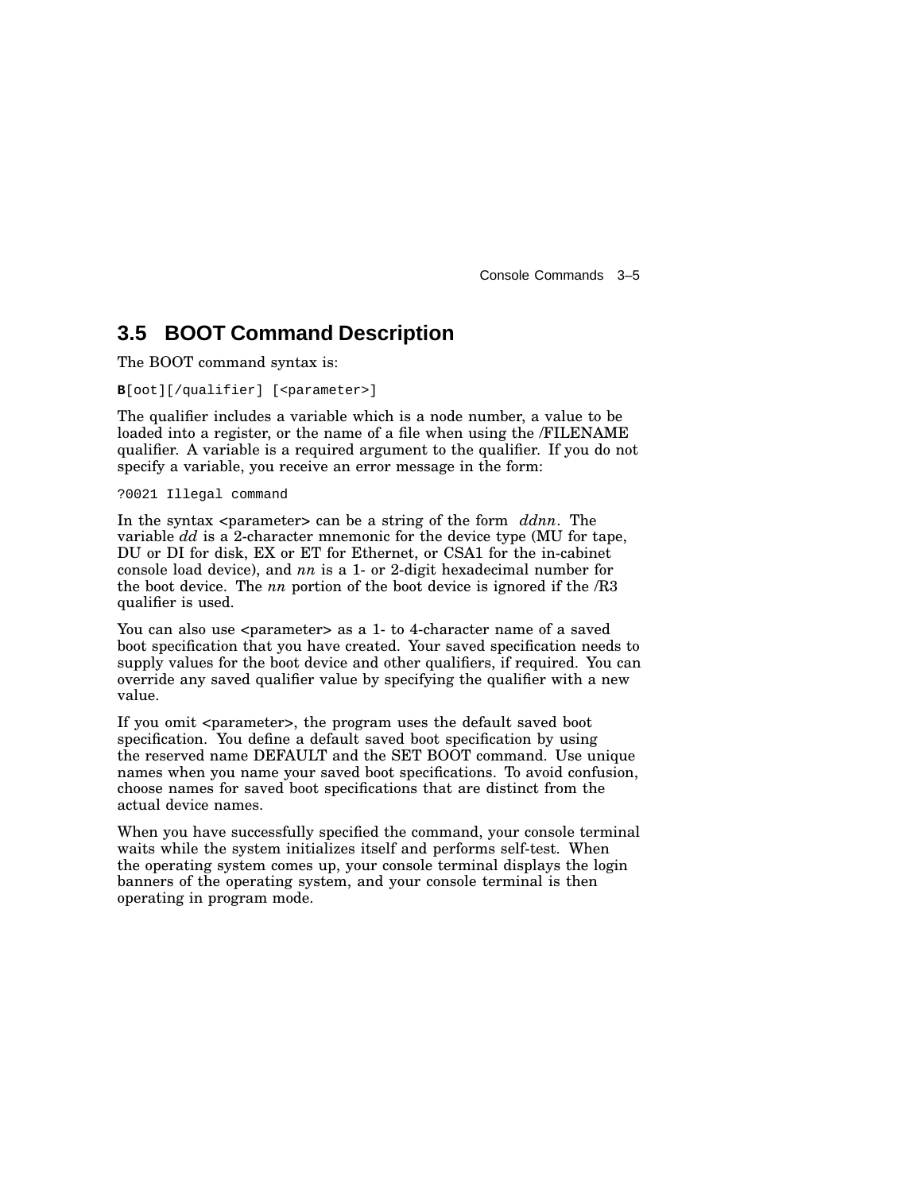## 3.5 BOOT Command Description

The BOOT command syntax is:

```
B[oot][/qualifier] [<parameter>]
```

The qualifier includes a variable which is a node number, a value to be loaded into a register, or the name of a file when using the /FILENAME qualifier. A variable is a required argument to the qualifier. If you do not specify a variable, you receive an error message in the form:

```
?0021 Illegal command
```

In the syntax <parameter> can be a string of the form *ddnn*. The variable *dd* is a 2-character mnemonic for the device type (MU for tape, DU or DI for disk, EX or ET for Ethernet, or CSA1 for the in-cabinet console load device), and *nn* is a 1- or 2-digit hexadecimal number for the boot device. The *nn* portion of the boot device is ignored if the /R3 qualifier is used.

You can also use <parameter> as a 1- to 4-character name of a saved boot specification that you have created. Your saved specification needs to supply values for the boot device and other qualifiers, if required. You can override any saved qualifier value by specifying the qualifier with a new value.

If you omit <parameter>, the program uses the default saved boot specification. You define a default saved boot specification by using the reserved name DEFAULT and the SET BOOT command. Use unique names when you name your saved boot specifications. To avoid confusion, choose names for saved boot specifications that are distinct from the actual device names.

When you have successfully specified the command, your console terminal waits while the system initializes itself and performs self-test. When the operating system comes up, your console terminal displays the login banners of the operating system, and your console terminal is then operating in program mode.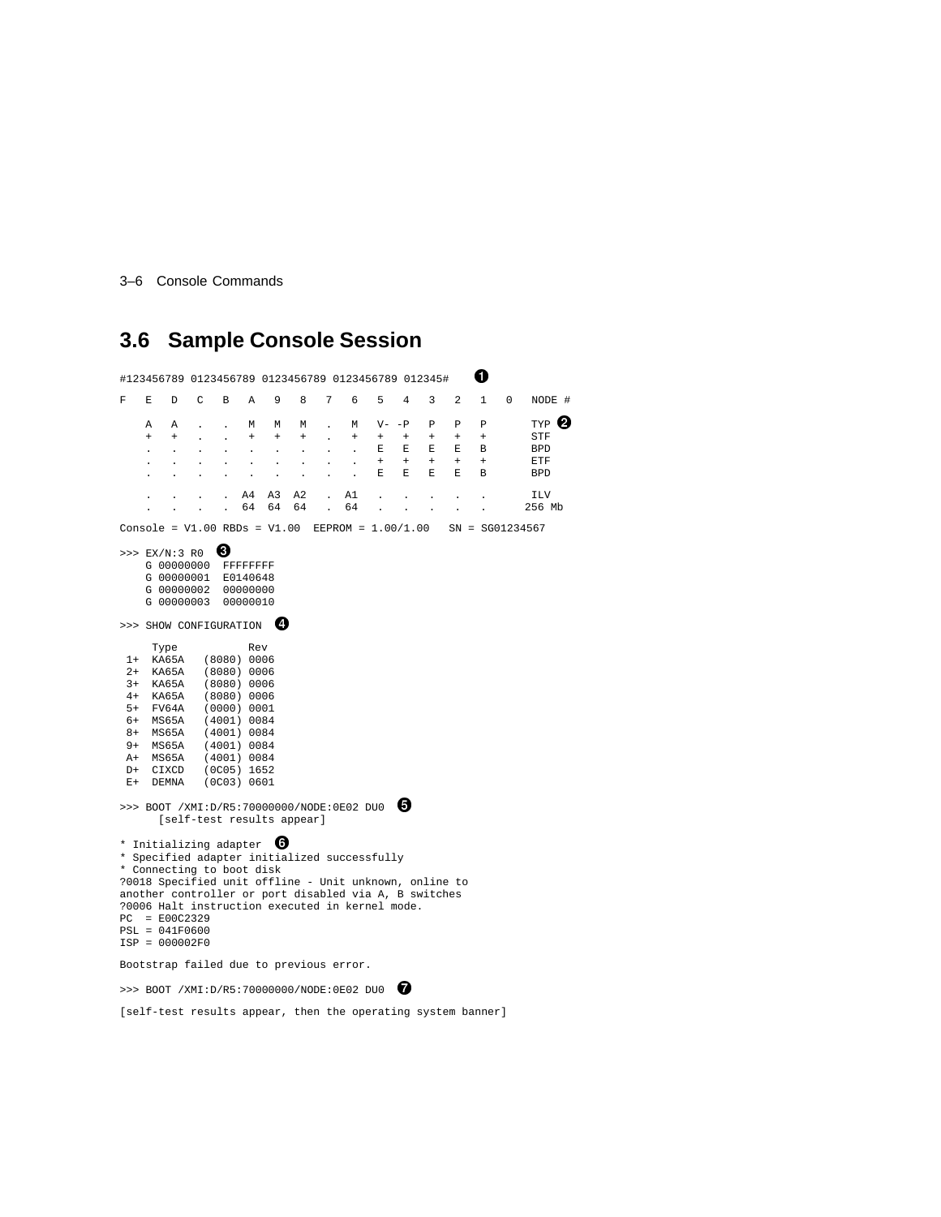## 3.6 Sample Console Session

```
#123456789 0123456789 0123456789 0123456789 012345#     ❶
F   E   D   C   B   A   9   8   7   6   5   4   3   2   1   0   NODE #

    A   A   .   .   M   M   M   .   M   V-  -P  P   P   P       TYP ❷
    +   +   .   .   +   +   +   .   +   +   +   +   +   +       STF
    .   .   .   .   .   .   .   .   .   E   E   E   E   B       BPD
    .   .   .   .   .   .   .   .   .   +   +   +   +   +       ETF
    .   .   .   .   .   .   .   .   .   E   E   E   E   B       BPD

    .   .   .   .   A4  A3  A2  .   A1  .   .   .   .   .       ILV
    .   .   .   .   64  64  64  .   64  .   .   .   .   .      256 Mb

Console = V1.00 RBDs = V1.00  EEPROM = 1.00/1.00   SN = SG01234567

>>> EX/N:3 R0  ❸
    G 00000000  FFFFFFFF
    G 00000001  E0140648
    G 00000002  00000000
    G 00000003  00000010

>>> SHOW CONFIGURATION  ❹

     Type          Rev
 1+  KA65A   (8080) 0006
 2+  KA65A   (8080) 0006
 3+  KA65A   (8080) 0006
 4+  KA65A   (8080) 0006
 5+  FV64A   (0000) 0001
 6+  MS65A   (4001) 0084
 8+  MS65A   (4001) 0084
 9+  MS65A   (4001) 0084
 A+  MS65A   (4001) 0084
 D+  CIXCD   (0C05) 1652
 E+  DEMNA   (0C03) 0601

>>> BOOT /XMI:D/R5:70000000/NODE:0E02 DU0  ❺
      [self-test results appear]

* Initializing adapter  ❻
* Specified adapter initialized successfully
* Connecting to boot disk
?0018 Specified unit offline - Unit unknown, online to
another controller or port disabled via A, B switches
?0006 Halt instruction executed in kernel mode.
PC  = E00C2329
PSL = 041F0600
ISP = 000002F0

Bootstrap failed due to previous error.

>>> BOOT /XMI:D/R5:70000000/NODE:0E02 DU0  ❼

[self-test results appear, then the operating system banner]
```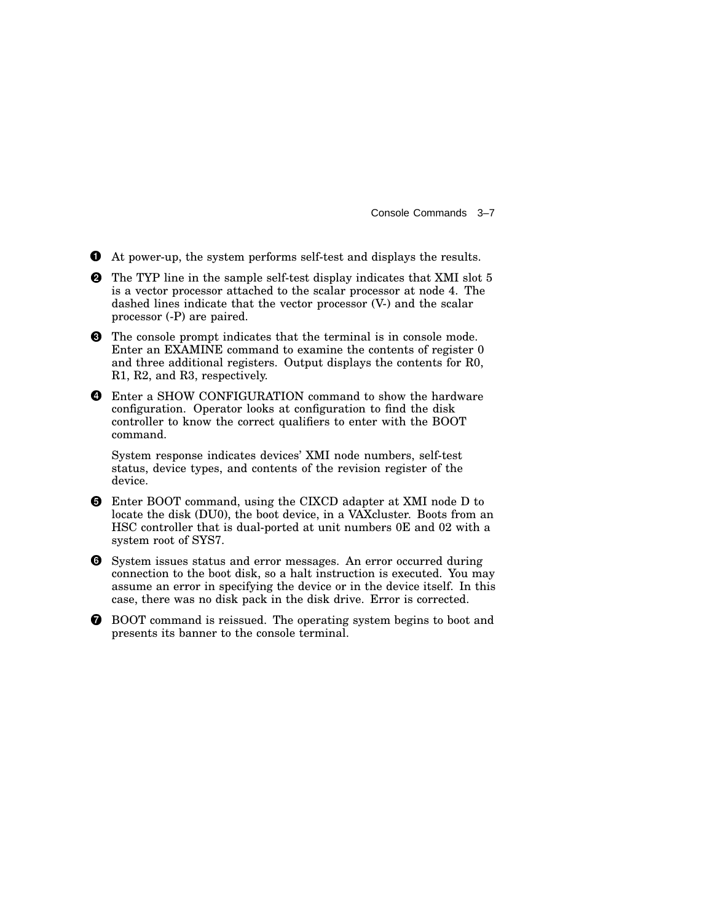❶ At power-up, the system performs self-test and displays the results.

❷ The TYP line in the sample self-test display indicates that XMI slot 5 is a vector processor attached to the scalar processor at node 4. The dashed lines indicate that the vector processor (V-) and the scalar processor (-P) are paired.

❸ The console prompt indicates that the terminal is in console mode. Enter an EXAMINE command to examine the contents of register 0 and three additional registers. Output displays the contents for R0, R1, R2, and R3, respectively.

❹ Enter a SHOW CONFIGURATION command to show the hardware configuration. Operator looks at configuration to find the disk controller to know the correct qualifiers to enter with the BOOT command.

System response indicates devices' XMI node numbers, self-test status, device types, and contents of the revision register of the device.

❺ Enter BOOT command, using the CIXCD adapter at XMI node D to locate the disk (DU0), the boot device, in a VAXcluster. Boots from an HSC controller that is dual-ported at unit numbers 0E and 02 with a system root of SYS7.

❻ System issues status and error messages. An error occurred during connection to the boot disk, so a halt instruction is executed. You may assume an error in specifying the device or in the device itself. In this case, there was no disk pack in the disk drive. Error is corrected.

❼ BOOT command is reissued. The operating system begins to boot and presents its banner to the console terminal.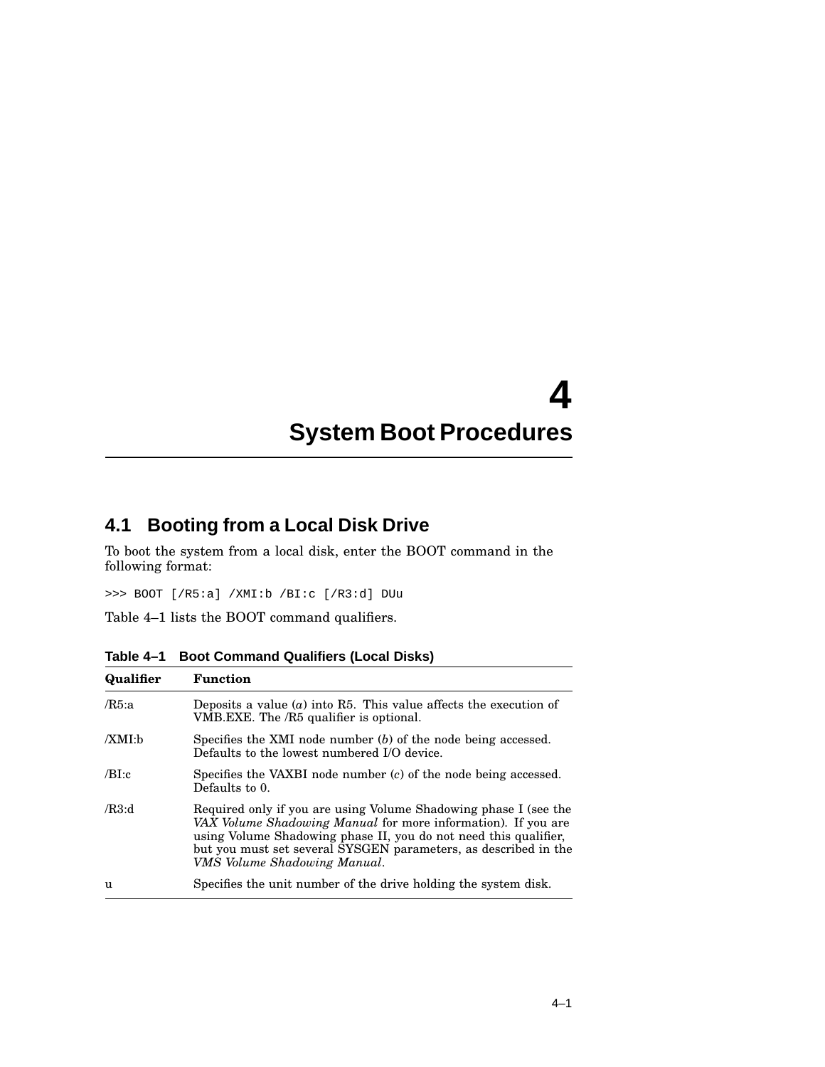# 4 System Boot Procedures

## 4.1 Booting from a Local Disk Drive

To boot the system from a local disk, enter the BOOT command in the following format:

```
>>> BOOT [/R5:a] /XMI:b /BI:c [/R3:d] DUu
```

Table 4–1 lists the BOOT command qualifiers.

**Table 4–1 Boot Command Qualifiers (Local Disks)**

| Qualifier | Function |
|---|---|
| /R5:a | Deposits a value (*a*) into R5. This value affects the execution of VMB.EXE. The /R5 qualifier is optional. |
| /XMI:b | Specifies the XMI node number (*b*) of the node being accessed. Defaults to the lowest numbered I/O device. |
| /BI:c | Specifies the VAXBI node number (*c*) of the node being accessed. Defaults to 0. |
| /R3:d | Required only if you are using Volume Shadowing phase I (see the *VAX Volume Shadowing Manual* for more information). If you are using Volume Shadowing phase II, you do not need this qualifier, but you must set several SYSGEN parameters, as described in the *VMS Volume Shadowing Manual*. |
| u | Specifies the unit number of the drive holding the system disk. |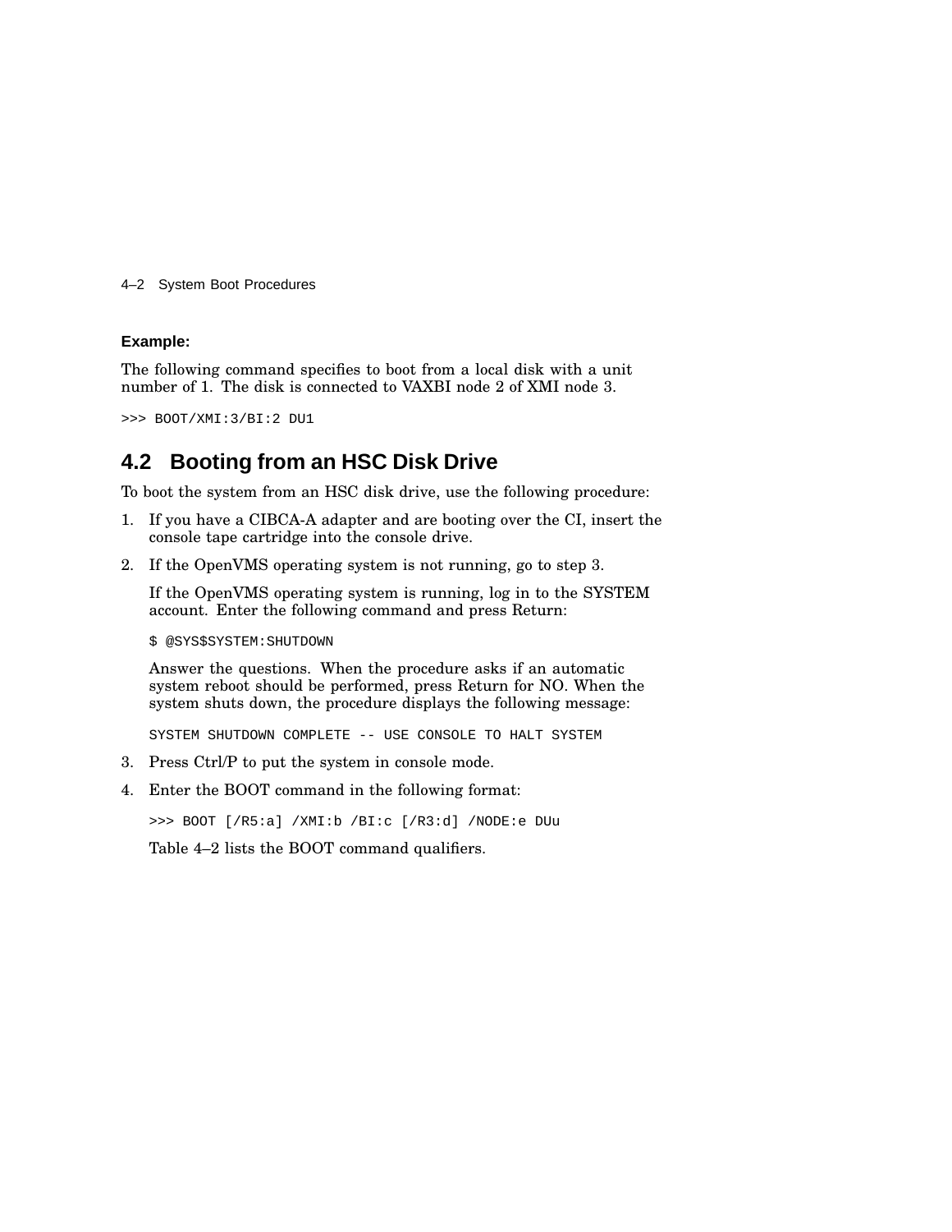**Example:**

The following command specifies to boot from a local disk with a unit number of 1. The disk is connected to VAXBI node 2 of XMI node 3.

```
>>> BOOT/XMI:3/BI:2 DU1
```

## 4.2 Booting from an HSC Disk Drive

To boot the system from an HSC disk drive, use the following procedure:

1. If you have a CIBCA-A adapter and are booting over the CI, insert the console tape cartridge into the console drive.
2. If the OpenVMS operating system is not running, go to step 3.

   If the OpenVMS operating system is running, log in to the SYSTEM account. Enter the following command and press Return:

   ```
   $ @SYS$SYSTEM:SHUTDOWN
   ```

   Answer the questions. When the procedure asks if an automatic system reboot should be performed, press Return for NO. When the system shuts down, the procedure displays the following message:

   ```
   SYSTEM SHUTDOWN COMPLETE -- USE CONSOLE TO HALT SYSTEM
   ```

3. Press Ctrl/P to put the system in console mode.
4. Enter the BOOT command in the following format:

   ```
   >>> BOOT [/R5:a] /XMI:b /BI:c [/R3:d] /NODE:e DUu
   ```

   Table 4–2 lists the BOOT command qualifiers.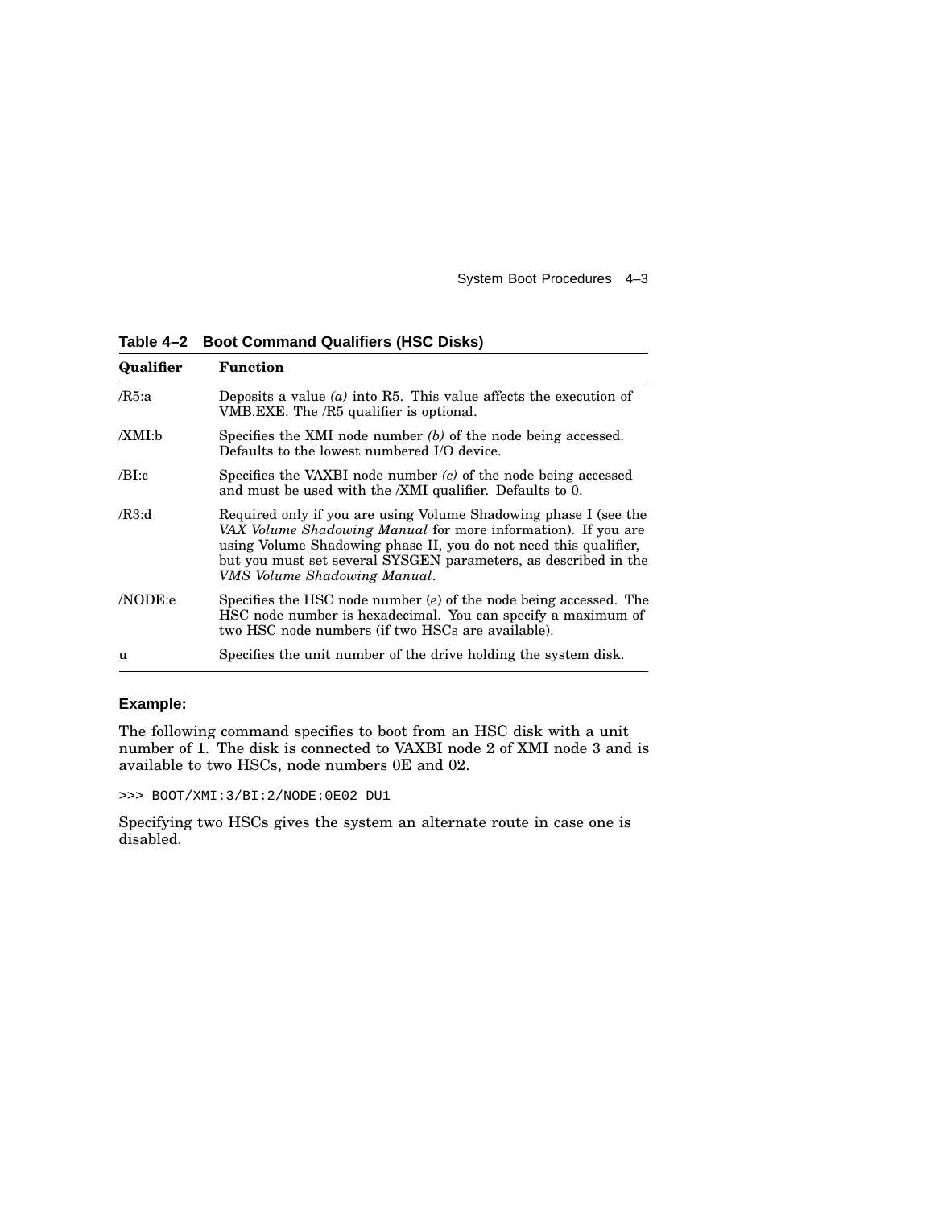**Table 4–2 Boot Command Qualifiers (HSC Disks)**

| Qualifier | Function |
|---|---|
| /R5:a | Deposits a value *(a)* into R5. This value affects the execution of VMB.EXE. The /R5 qualifier is optional. |
| /XMI:b | Specifies the XMI node number *(b)* of the node being accessed. Defaults to the lowest numbered I/O device. |
| /BI:c | Specifies the VAXBI node number *(c)* of the node being accessed and must be used with the /XMI qualifier. Defaults to 0. |
| /R3:d | Required only if you are using Volume Shadowing phase I (see the *VAX Volume Shadowing Manual* for more information). If you are using Volume Shadowing phase II, you do not need this qualifier, but you must set several SYSGEN parameters, as described in the *VMS Volume Shadowing Manual*. |
| /NODE:e | Specifies the HSC node number (*e*) of the node being accessed. The HSC node number is hexadecimal. You can specify a maximum of two HSC node numbers (if two HSCs are available). |
| u | Specifies the unit number of the drive holding the system disk. |

**Example:**

The following command specifies to boot from an HSC disk with a unit number of 1. The disk is connected to VAXBI node 2 of XMI node 3 and is available to two HSCs, node numbers 0E and 02.

```
>>> BOOT/XMI:3/BI:2/NODE:0E02 DU1
```

Specifying two HSCs gives the system an alternate route in case one is disabled.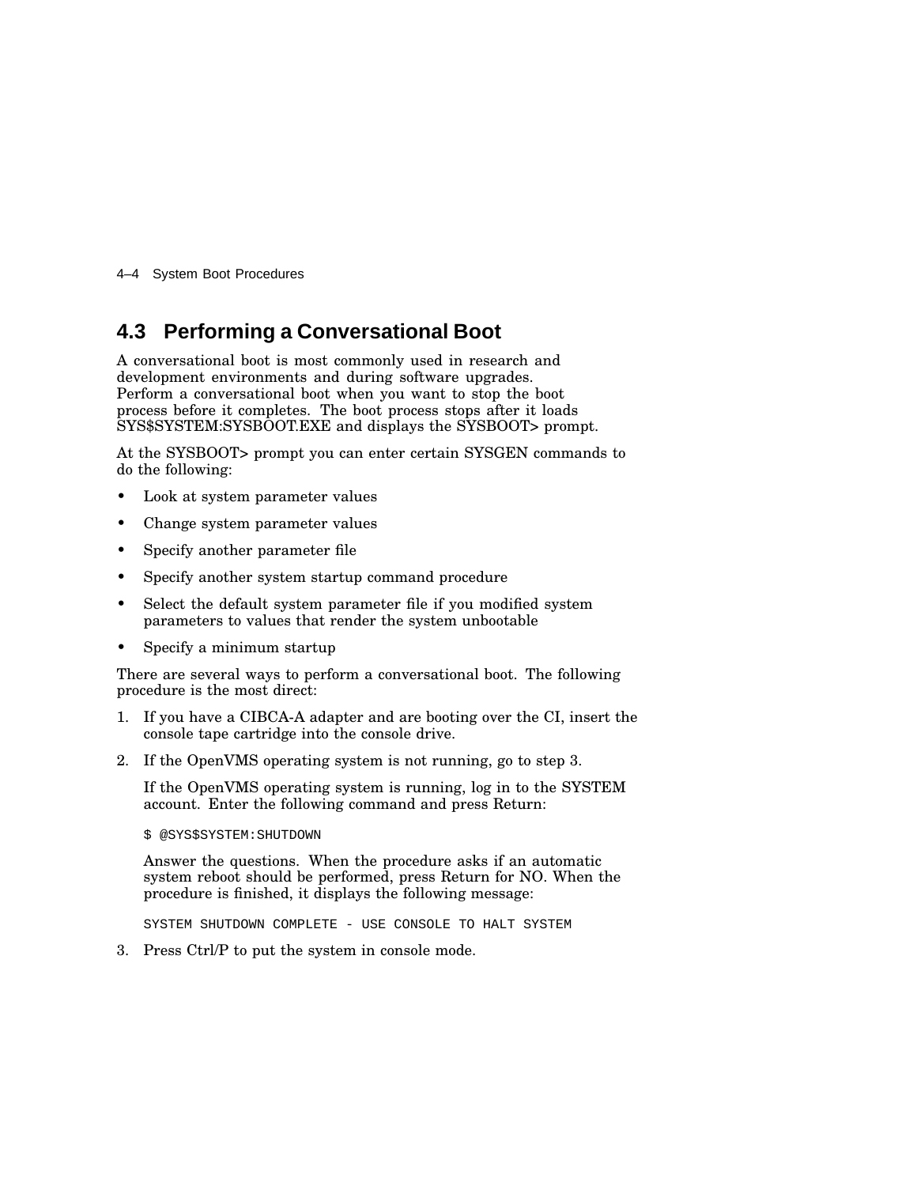## 4.3 Performing a Conversational Boot

A conversational boot is most commonly used in research and development environments and during software upgrades. Perform a conversational boot when you want to stop the boot process before it completes. The boot process stops after it loads SYS$SYSTEM:SYSBOOT.EXE and displays the SYSBOOT> prompt.

At the SYSBOOT> prompt you can enter certain SYSGEN commands to do the following:

- Look at system parameter values
- Change system parameter values
- Specify another parameter file
- Specify another system startup command procedure
- Select the default system parameter file if you modified system parameters to values that render the system unbootable
- Specify a minimum startup

There are several ways to perform a conversational boot. The following procedure is the most direct:

1. If you have a CIBCA-A adapter and are booting over the CI, insert the console tape cartridge into the console drive.
2. If the OpenVMS operating system is not running, go to step 3.

   If the OpenVMS operating system is running, log in to the SYSTEM account. Enter the following command and press Return:

   ```
   $ @SYS$SYSTEM:SHUTDOWN
   ```

   Answer the questions. When the procedure asks if an automatic system reboot should be performed, press Return for NO. When the procedure is finished, it displays the following message:

   ```
   SYSTEM SHUTDOWN COMPLETE - USE CONSOLE TO HALT SYSTEM
   ```

3. Press Ctrl/P to put the system in console mode.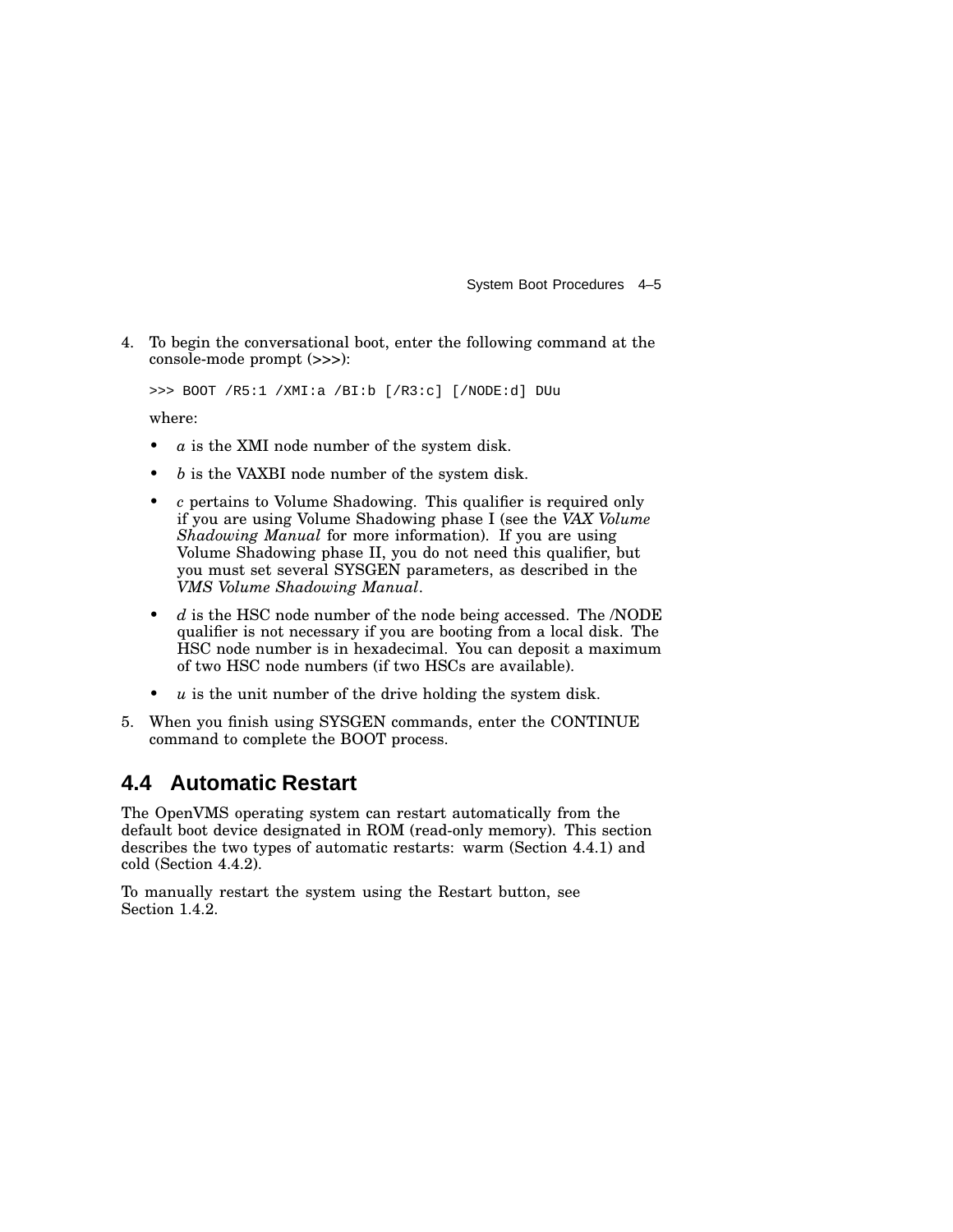4. To begin the conversational boot, enter the following command at the console-mode prompt (>>>):

   ```
   >>> BOOT /R5:1 /XMI:a /BI:b [/R3:c] [/NODE:d] DUu
   ```

   where:

   - *a* is the XMI node number of the system disk.
   - *b* is the VAXBI node number of the system disk.
   - *c* pertains to Volume Shadowing. This qualifier is required only if you are using Volume Shadowing phase I (see the *VAX Volume Shadowing Manual* for more information). If you are using Volume Shadowing phase II, you do not need this qualifier, but you must set several SYSGEN parameters, as described in the *VMS Volume Shadowing Manual*.
   - *d* is the HSC node number of the node being accessed. The /NODE qualifier is not necessary if you are booting from a local disk. The HSC node number is in hexadecimal. You can deposit a maximum of two HSC node numbers (if two HSCs are available).
   - *u* is the unit number of the drive holding the system disk.

5. When you finish using SYSGEN commands, enter the CONTINUE command to complete the BOOT process.

## 4.4 Automatic Restart

The OpenVMS operating system can restart automatically from the default boot device designated in ROM (read-only memory). This section describes the two types of automatic restarts: warm (Section 4.4.1) and cold (Section 4.4.2).

To manually restart the system using the Restart button, see Section 1.4.2.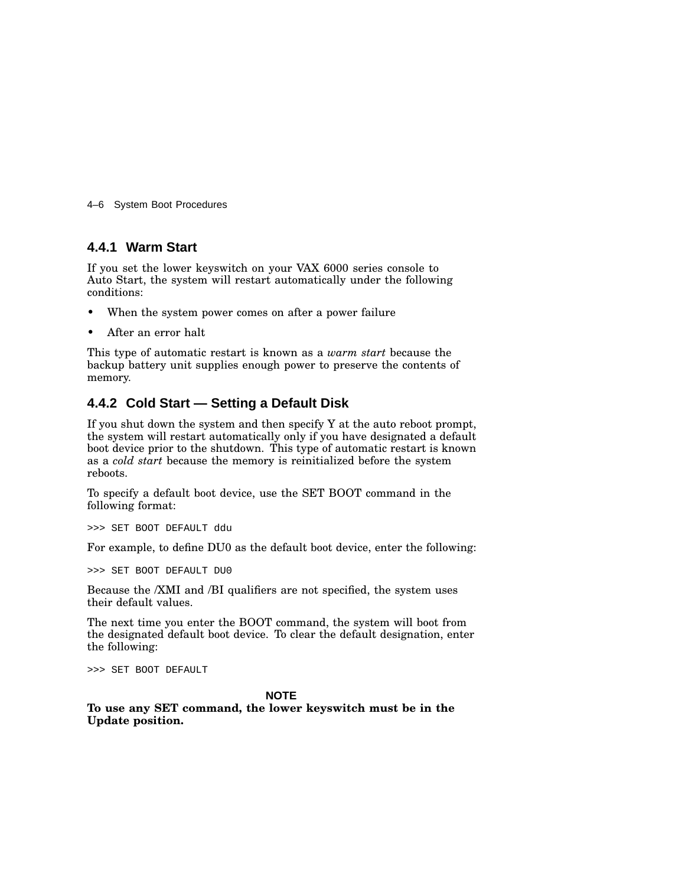### 4.4.1 Warm Start

If you set the lower keyswitch on your VAX 6000 series console to Auto Start, the system will restart automatically under the following conditions:

- When the system power comes on after a power failure
- After an error halt

This type of automatic restart is known as a *warm start* because the backup battery unit supplies enough power to preserve the contents of memory.

### 4.4.2 Cold Start — Setting a Default Disk

If you shut down the system and then specify Y at the auto reboot prompt, the system will restart automatically only if you have designated a default boot device prior to the shutdown. This type of automatic restart is known as a *cold start* because the memory is reinitialized before the system reboots.

To specify a default boot device, use the SET BOOT command in the following format:

```
>>> SET BOOT DEFAULT ddu
```

For example, to define DU0 as the default boot device, enter the following:

```
>>> SET BOOT DEFAULT DU0
```

Because the /XMI and /BI qualifiers are not specified, the system uses their default values.

The next time you enter the BOOT command, the system will boot from the designated default boot device. To clear the default designation, enter the following:

```
>>> SET BOOT DEFAULT
```

**NOTE**

**To use any SET command, the lower keyswitch must be in the Update position.**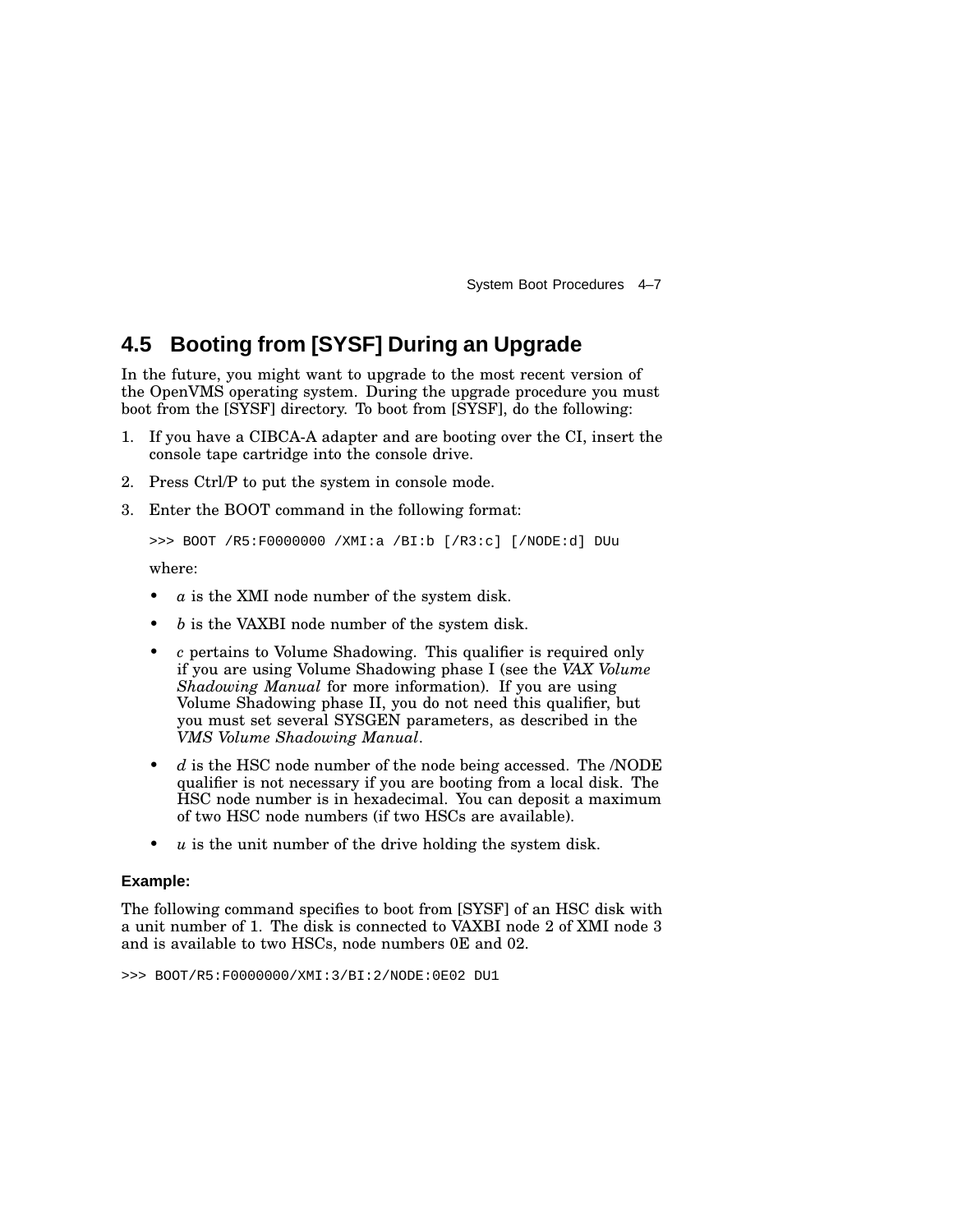## 4.5 Booting from [SYSF] During an Upgrade

In the future, you might want to upgrade to the most recent version of the OpenVMS operating system. During the upgrade procedure you must boot from the [SYSF] directory. To boot from [SYSF], do the following:

1. If you have a CIBCA-A adapter and are booting over the CI, insert the console tape cartridge into the console drive.
2. Press Ctrl/P to put the system in console mode.
3. Enter the BOOT command in the following format:

   ```
   >>> BOOT /R5:F0000000 /XMI:a /BI:b [/R3:c] [/NODE:d] DUu
   ```

   where:

   - *a* is the XMI node number of the system disk.
   - *b* is the VAXBI node number of the system disk.
   - *c* pertains to Volume Shadowing. This qualifier is required only if you are using Volume Shadowing phase I (see the *VAX Volume Shadowing Manual* for more information). If you are using Volume Shadowing phase II, you do not need this qualifier, but you must set several SYSGEN parameters, as described in the *VMS Volume Shadowing Manual*.
   - *d* is the HSC node number of the node being accessed. The /NODE qualifier is not necessary if you are booting from a local disk. The HSC node number is in hexadecimal. You can deposit a maximum of two HSC node numbers (if two HSCs are available).
   - *u* is the unit number of the drive holding the system disk.

#### Example:

The following command specifies to boot from [SYSF] of an HSC disk with a unit number of 1. The disk is connected to VAXBI node 2 of XMI node 3 and is available to two HSCs, node numbers 0E and 02.

```
>>> BOOT/R5:F0000000/XMI:3/BI:2/NODE:0E02 DU1
```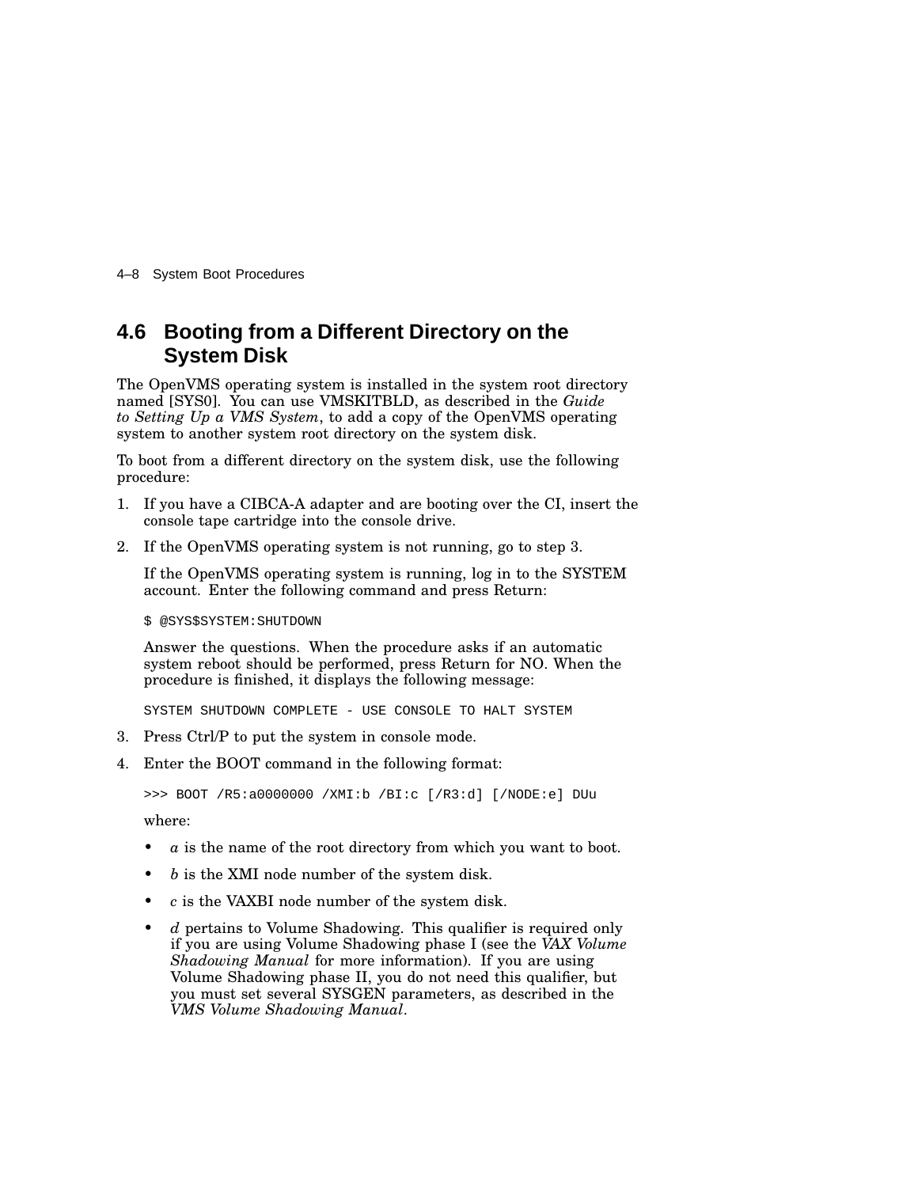## 4.6 Booting from a Different Directory on the System Disk

The OpenVMS operating system is installed in the system root directory named [SYS0]. You can use VMSKITBLD, as described in the *Guide to Setting Up a VMS System*, to add a copy of the OpenVMS operating system to another system root directory on the system disk.

To boot from a different directory on the system disk, use the following procedure:

1. If you have a CIBCA-A adapter and are booting over the CI, insert the console tape cartridge into the console drive.
2. If the OpenVMS operating system is not running, go to step 3.

   If the OpenVMS operating system is running, log in to the SYSTEM account. Enter the following command and press Return:

   ```
   $ @SYS$SYSTEM:SHUTDOWN
   ```

   Answer the questions. When the procedure asks if an automatic system reboot should be performed, press Return for NO. When the procedure is finished, it displays the following message:

   ```
   SYSTEM SHUTDOWN COMPLETE - USE CONSOLE TO HALT SYSTEM
   ```

3. Press Ctrl/P to put the system in console mode.
4. Enter the BOOT command in the following format:

   ```
   >>> BOOT /R5:a0000000 /XMI:b /BI:c [/R3:d] [/NODE:e] DUu
   ```

   where:

   - *a* is the name of the root directory from which you want to boot.
   - *b* is the XMI node number of the system disk.
   - *c* is the VAXBI node number of the system disk.
   - *d* pertains to Volume Shadowing. This qualifier is required only if you are using Volume Shadowing phase I (see the *VAX Volume Shadowing Manual* for more information). If you are using Volume Shadowing phase II, you do not need this qualifier, but you must set several SYSGEN parameters, as described in the *VMS Volume Shadowing Manual*.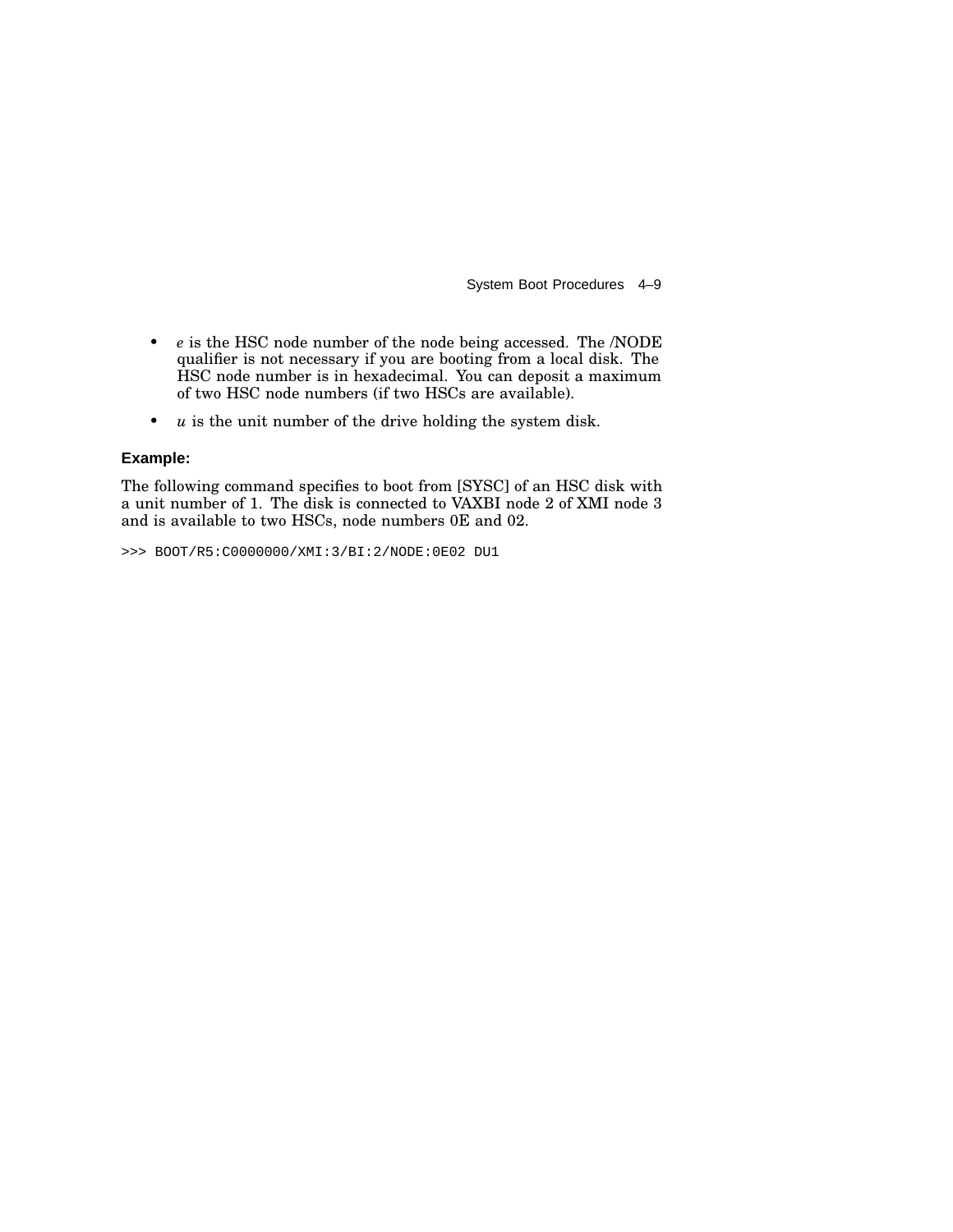- *e* is the HSC node number of the node being accessed. The /NODE qualifier is not necessary if you are booting from a local disk. The HSC node number is in hexadecimal. You can deposit a maximum of two HSC node numbers (if two HSCs are available).
- *u* is the unit number of the drive holding the system disk.

**Example:**

The following command specifies to boot from [SYSC] of an HSC disk with a unit number of 1. The disk is connected to VAXBI node 2 of XMI node 3 and is available to two HSCs, node numbers 0E and 02.

```
>>> BOOT/R5:C0000000/XMI:3/BI:2/NODE:0E02 DU1
```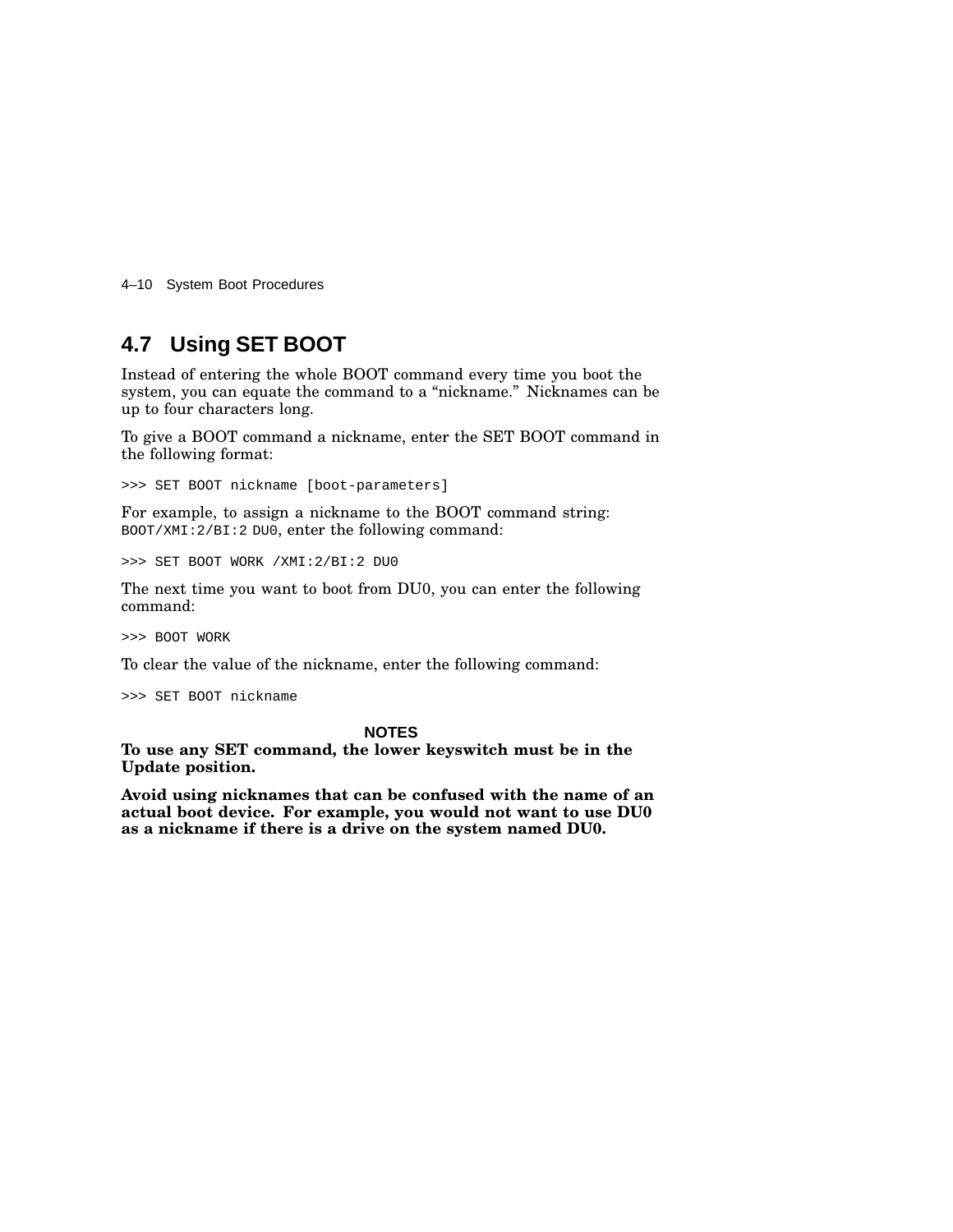## 4.7 Using SET BOOT

Instead of entering the whole BOOT command every time you boot the system, you can equate the command to a “nickname.” Nicknames can be up to four characters long.

To give a BOOT command a nickname, enter the SET BOOT command in the following format:

```
>>> SET BOOT nickname [boot-parameters]
```

For example, to assign a nickname to the BOOT command string: `BOOT/XMI:2/BI:2 DU0`, enter the following command:

```
>>> SET BOOT WORK /XMI:2/BI:2 DU0
```

The next time you want to boot from DU0, you can enter the following command:

```
>>> BOOT WORK
```

To clear the value of the nickname, enter the following command:

```
>>> SET BOOT nickname
```

**NOTES**

**To use any SET command, the lower keyswitch must be in the Update position.**

**Avoid using nicknames that can be confused with the name of an actual boot device. For example, you would not want to use DU0 as a nickname if there is a drive on the system named DU0.**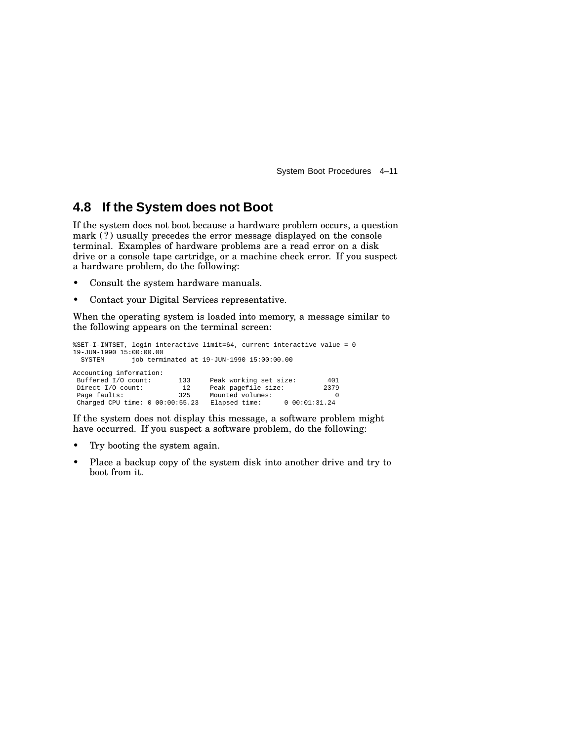## 4.8 If the System does not Boot

If the system does not boot because a hardware problem occurs, a question mark (?) usually precedes the error message displayed on the console terminal. Examples of hardware problems are a read error on a disk drive or a console tape cartridge, or a machine check error. If you suspect a hardware problem, do the following:

- Consult the system hardware manuals.
- Contact your Digital Services representative.

When the operating system is loaded into memory, a message similar to the following appears on the terminal screen:

```
%SET-I-INTSET, login interactive limit=64, current interactive value = 0
19-JUN-1990 15:00:00.00
  SYSTEM       job terminated at 19-JUN-1990 15:00:00.00

Accounting information:
 Buffered I/O count:       133     Peak working set size:        401
 Direct I/O count:          12     Peak pagefile size:          2379
 Page faults:              325     Mounted volumes:                0
 Charged CPU time: 0 00:00:55.23   Elapsed time:      0 00:01:31.24
```

If the system does not display this message, a software problem might have occurred. If you suspect a software problem, do the following:

- Try booting the system again.
- Place a backup copy of the system disk into another drive and try to boot from it.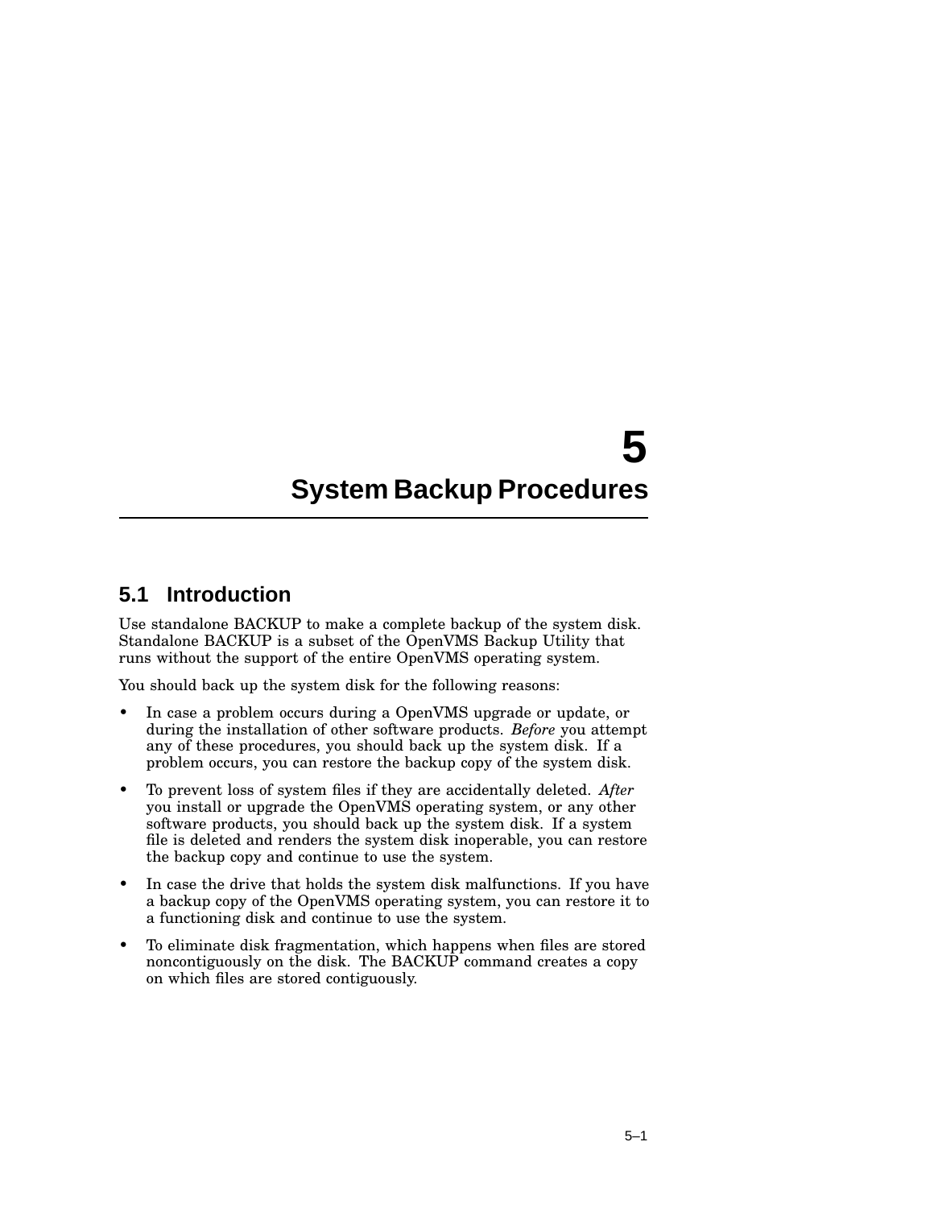# 5 System Backup Procedures

## 5.1 Introduction

Use standalone BACKUP to make a complete backup of the system disk. Standalone BACKUP is a subset of the OpenVMS Backup Utility that runs without the support of the entire OpenVMS operating system.

You should back up the system disk for the following reasons:

- In case a problem occurs during a OpenVMS upgrade or update, or during the installation of other software products. *Before* you attempt any of these procedures, you should back up the system disk. If a problem occurs, you can restore the backup copy of the system disk.
- To prevent loss of system files if they are accidentally deleted. *After* you install or upgrade the OpenVMS operating system, or any other software products, you should back up the system disk. If a system file is deleted and renders the system disk inoperable, you can restore the backup copy and continue to use the system.
- In case the drive that holds the system disk malfunctions. If you have a backup copy of the OpenVMS operating system, you can restore it to a functioning disk and continue to use the system.
- To eliminate disk fragmentation, which happens when files are stored noncontiguously on the disk. The BACKUP command creates a copy on which files are stored contiguously.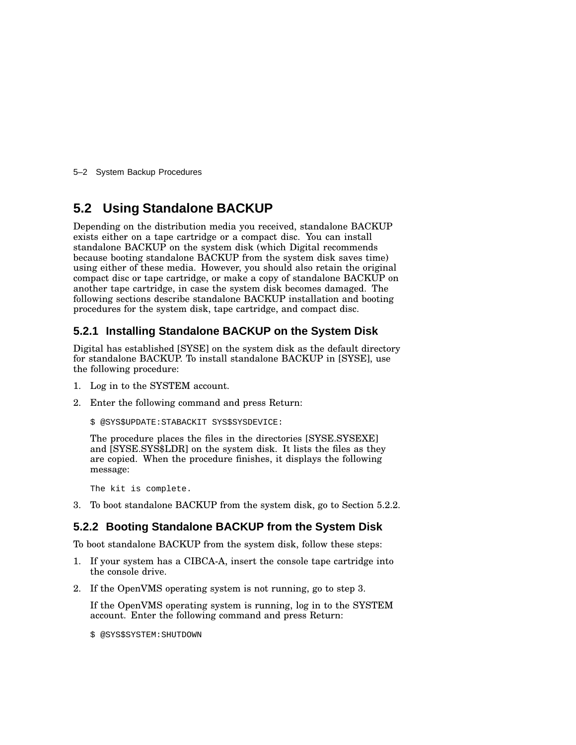## 5.2 Using Standalone BACKUP

Depending on the distribution media you received, standalone BACKUP exists either on a tape cartridge or a compact disc. You can install standalone BACKUP on the system disk (which Digital recommends because booting standalone BACKUP from the system disk saves time) using either of these media. However, you should also retain the original compact disc or tape cartridge, or make a copy of standalone BACKUP on another tape cartridge, in case the system disk becomes damaged. The following sections describe standalone BACKUP installation and booting procedures for the system disk, tape cartridge, and compact disc.

### 5.2.1 Installing Standalone BACKUP on the System Disk

Digital has established [SYSE] on the system disk as the default directory for standalone BACKUP. To install standalone BACKUP in [SYSE], use the following procedure:

1. Log in to the SYSTEM account.
2. Enter the following command and press Return:

   ```
   $ @SYS$UPDATE:STABACKIT SYS$SYSDEVICE:
   ```

   The procedure places the files in the directories [SYSE.SYSEXE] and [SYSE.SYS$LDR] on the system disk. It lists the files as they are copied. When the procedure finishes, it displays the following message:

   ```
   The kit is complete.
   ```

3. To boot standalone BACKUP from the system disk, go to Section 5.2.2.

### 5.2.2 Booting Standalone BACKUP from the System Disk

To boot standalone BACKUP from the system disk, follow these steps:

1. If your system has a CIBCA-A, insert the console tape cartridge into the console drive.
2. If the OpenVMS operating system is not running, go to step 3.

   If the OpenVMS operating system is running, log in to the SYSTEM account. Enter the following command and press Return:

   ```
   $ @SYS$SYSTEM:SHUTDOWN
   ```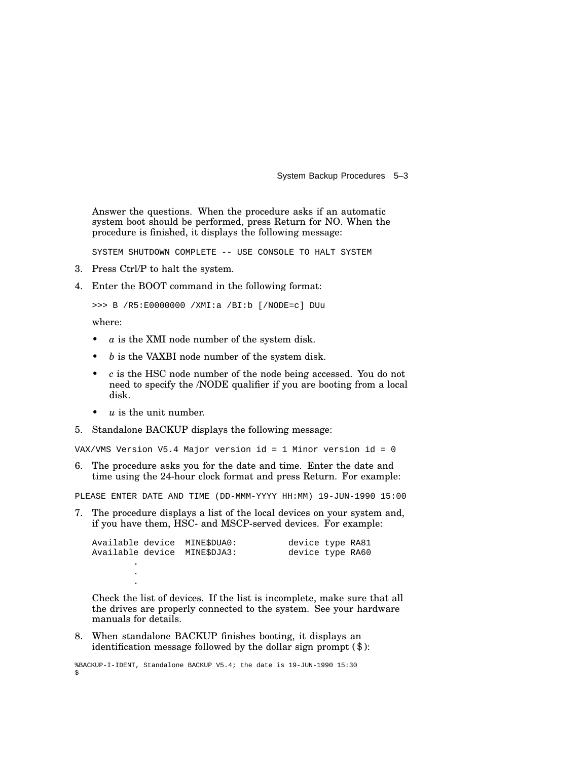Answer the questions. When the procedure asks if an automatic system boot should be performed, press Return for NO. When the procedure is finished, it displays the following message:

```
SYSTEM SHUTDOWN COMPLETE -- USE CONSOLE TO HALT SYSTEM
```

3. Press Ctrl/P to halt the system.
4. Enter the BOOT command in the following format:

   ```
   >>> B /R5:E0000000 /XMI:a /BI:b [/NODE=c] DUu
   ```

   where:

   - *a* is the XMI node number of the system disk.
   - *b* is the VAXBI node number of the system disk.
   - *c* is the HSC node number of the node being accessed. You do not need to specify the /NODE qualifier if you are booting from a local disk.
   - *u* is the unit number.

5. Standalone BACKUP displays the following message:

```
VAX/VMS Version V5.4 Major version id = 1 Minor version id = 0
```

6. The procedure asks you for the date and time. Enter the date and time using the 24-hour clock format and press Return. For example:

```
PLEASE ENTER DATE AND TIME (DD-MMM-YYYY HH:MM) 19-JUN-1990 15:00
```

7. The procedure displays a list of the local devices on your system and, if you have them, HSC- and MSCP-served devices. For example:

   ```
   Available device  MINE$DUA0:          device type RA81
   Available device  MINE$DJA3:          device type RA60
           .
           .
           .
   ```

   Check the list of devices. If the list is incomplete, make sure that all the drives are properly connected to the system. See your hardware manuals for details.

8. When standalone BACKUP finishes booting, it displays an identification message followed by the dollar sign prompt ($):

```
%BACKUP-I-IDENT, Standalone BACKUP V5.4; the date is 19-JUN-1990 15:30
$
```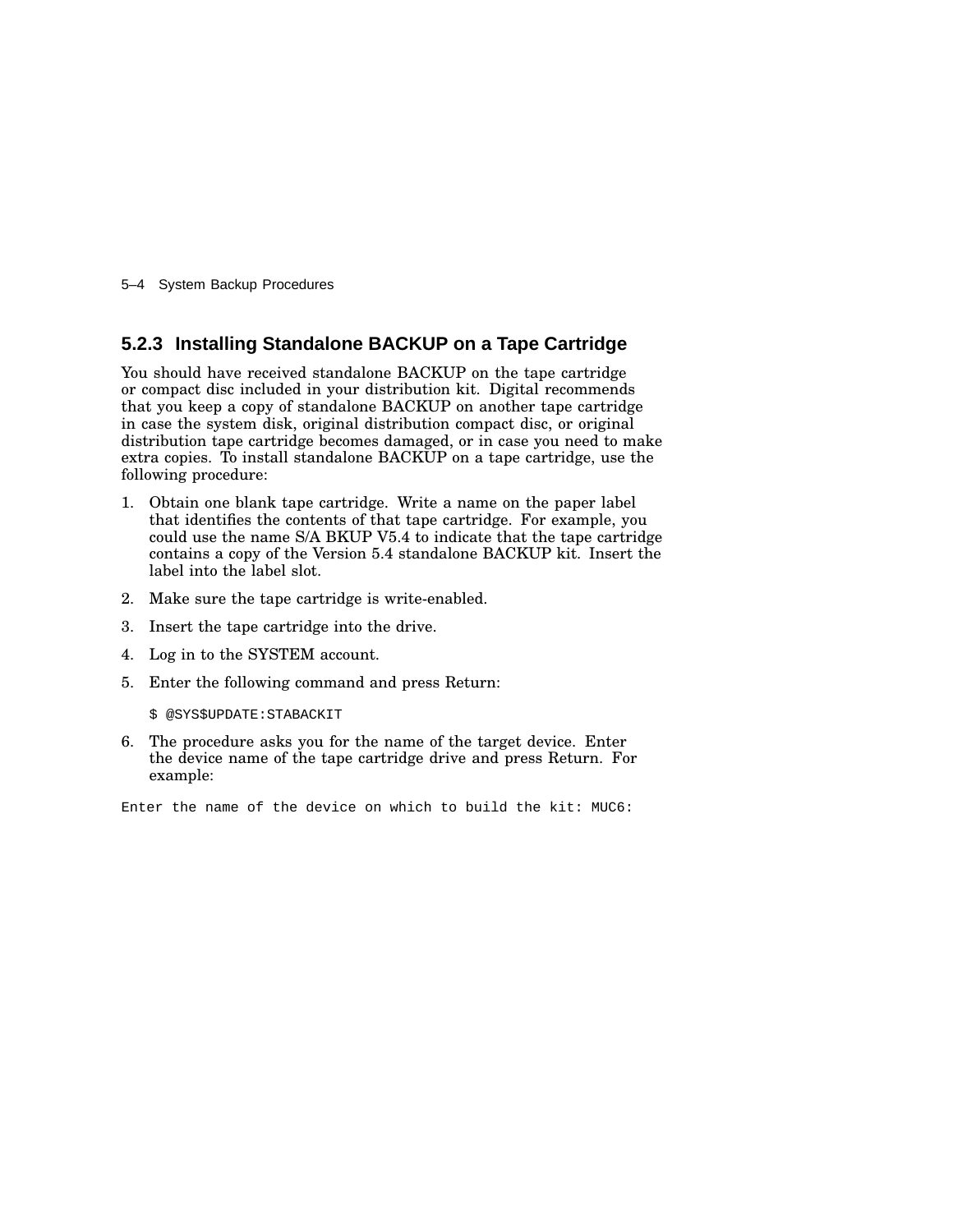### 5.2.3 Installing Standalone BACKUP on a Tape Cartridge

You should have received standalone BACKUP on the tape cartridge or compact disc included in your distribution kit. Digital recommends that you keep a copy of standalone BACKUP on another tape cartridge in case the system disk, original distribution compact disc, or original distribution tape cartridge becomes damaged, or in case you need to make extra copies. To install standalone BACKUP on a tape cartridge, use the following procedure:

1. Obtain one blank tape cartridge. Write a name on the paper label that identifies the contents of that tape cartridge. For example, you could use the name S/A BKUP V5.4 to indicate that the tape cartridge contains a copy of the Version 5.4 standalone BACKUP kit. Insert the label into the label slot.
2. Make sure the tape cartridge is write-enabled.
3. Insert the tape cartridge into the drive.
4. Log in to the SYSTEM account.
5. Enter the following command and press Return:

   ```
   $ @SYS$UPDATE:STABACKIT
   ```

6. The procedure asks you for the name of the target device. Enter the device name of the tape cartridge drive and press Return. For example:

```
Enter the name of the device on which to build the kit: MUC6:
```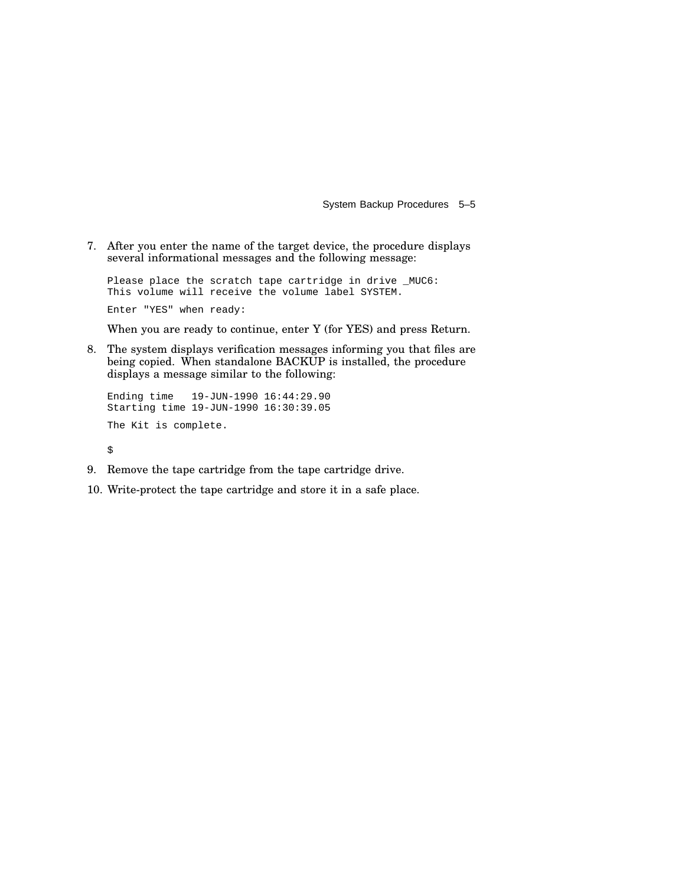7. After you enter the name of the target device, the procedure displays several informational messages and the following message:

   ```
   Please place the scratch tape cartridge in drive _MUC6:
   This volume will receive the volume label SYSTEM.

   Enter "YES" when ready:
   ```

   When you are ready to continue, enter Y (for YES) and press Return.

8. The system displays verification messages informing you that files are being copied. When standalone BACKUP is installed, the procedure displays a message similar to the following:

   ```
   Ending time   19-JUN-1990 16:44:29.90
   Starting time 19-JUN-1990 16:30:39.05

   The Kit is complete.

   $
   ```

9. Remove the tape cartridge from the tape cartridge drive.

10. Write-protect the tape cartridge and store it in a safe place.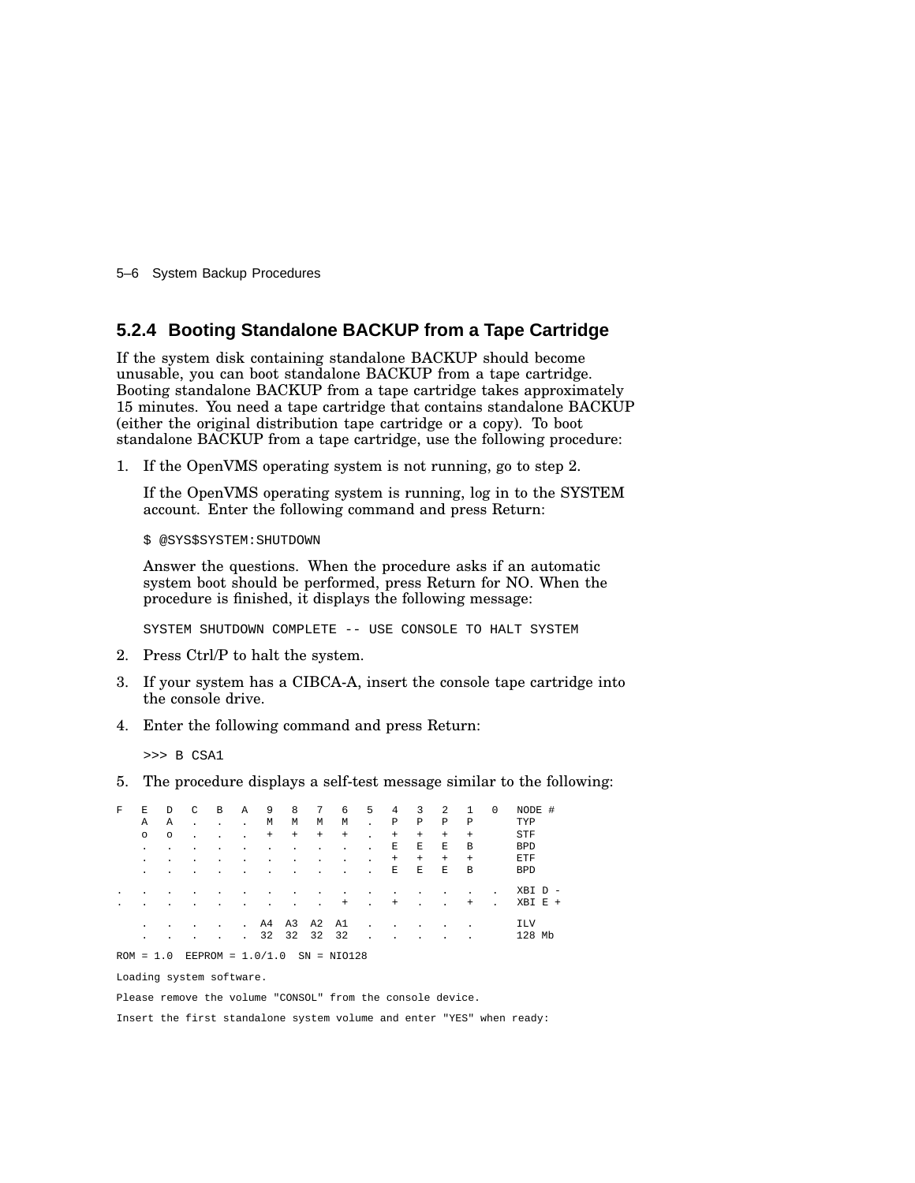### 5.2.4 Booting Standalone BACKUP from a Tape Cartridge

If the system disk containing standalone BACKUP should become unusable, you can boot standalone BACKUP from a tape cartridge. Booting standalone BACKUP from a tape cartridge takes approximately 15 minutes. You need a tape cartridge that contains standalone BACKUP (either the original distribution tape cartridge or a copy). To boot standalone BACKUP from a tape cartridge, use the following procedure:

1. If the OpenVMS operating system is not running, go to step 2.

   If the OpenVMS operating system is running, log in to the SYSTEM account. Enter the following command and press Return:

   ```
   $ @SYS$SYSTEM:SHUTDOWN
   ```

   Answer the questions. When the procedure asks if an automatic system boot should be performed, press Return for NO. When the procedure is finished, it displays the following message:

   ```
   SYSTEM SHUTDOWN COMPLETE -- USE CONSOLE TO HALT SYSTEM
   ```

2. Press Ctrl/P to halt the system.

3. If your system has a CIBCA-A, insert the console tape cartridge into the console drive.

4. Enter the following command and press Return:

   ```
   >>> B CSA1
   ```

5. The procedure displays a self-test message similar to the following:

```
F   E   D   C   B   A   9   8   7   6   5   4   3   2   1   0   NODE #
    A   A   .   .   .   M   M   M   M   .   P   P   P   P       TYP
    o   o   .   .   .   +   +   +   +   .   +   +   +   +       STF
    .   .   .   .   .   .   .   .   .   .   E   E   E   B       BPD
    .   .   .   .   .   .   .   .   .   .   +   +   +   +       ETF
    .   .   .   .   .   .   .   .   .   .   E   E   E   B       BPD

.   .   .   .   .   .   .   .   .   .   .   .   .   .   .   .   XBI D -
.   .   .   .   .   .   .   .   .   +   .   +   .   .   +   .   XBI E +

    .   .   .   .   .   A4  A3  A2  A1  .   .   .   .   .       ILV
    .   .   .   .   .   32  32  32  32  .   .   .   .   .       128 Mb

ROM = 1.0  EEPROM = 1.0/1.0  SN = NIO128

Loading system software.

Please remove the volume "CONSOL" from the console device.

Insert the first standalone system volume and enter "YES" when ready:
```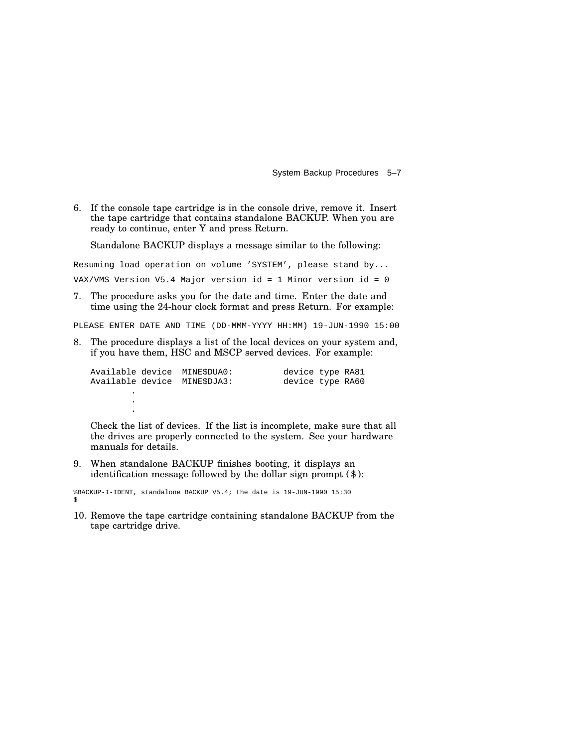6. If the console tape cartridge is in the console drive, remove it. Insert the tape cartridge that contains standalone BACKUP. When you are ready to continue, enter Y and press Return.

   Standalone BACKUP displays a message similar to the following:

```
Resuming load operation on volume 'SYSTEM', please stand by...

VAX/VMS Version V5.4 Major version id = 1 Minor version id = 0
```

7. The procedure asks you for the date and time. Enter the date and time using the 24-hour clock format and press Return. For example:

```
PLEASE ENTER DATE AND TIME (DD-MMM-YYYY HH:MM) 19-JUN-1990 15:00
```

8. The procedure displays a list of the local devices on your system and, if you have them, HSC and MSCP served devices. For example:

```
Available device  MINE$DUA0:          device type RA81
Available device  MINE$DJA3:          device type RA60
         .
         .
         .
```

   Check the list of devices. If the list is incomplete, make sure that all the drives are properly connected to the system. See your hardware manuals for details.

9. When standalone BACKUP finishes booting, it displays an identification message followed by the dollar sign prompt ($):

```
%BACKUP-I-IDENT, standalone BACKUP V5.4; the date is 19-JUN-1990 15:30
$
```

10. Remove the tape cartridge containing standalone BACKUP from the tape cartridge drive.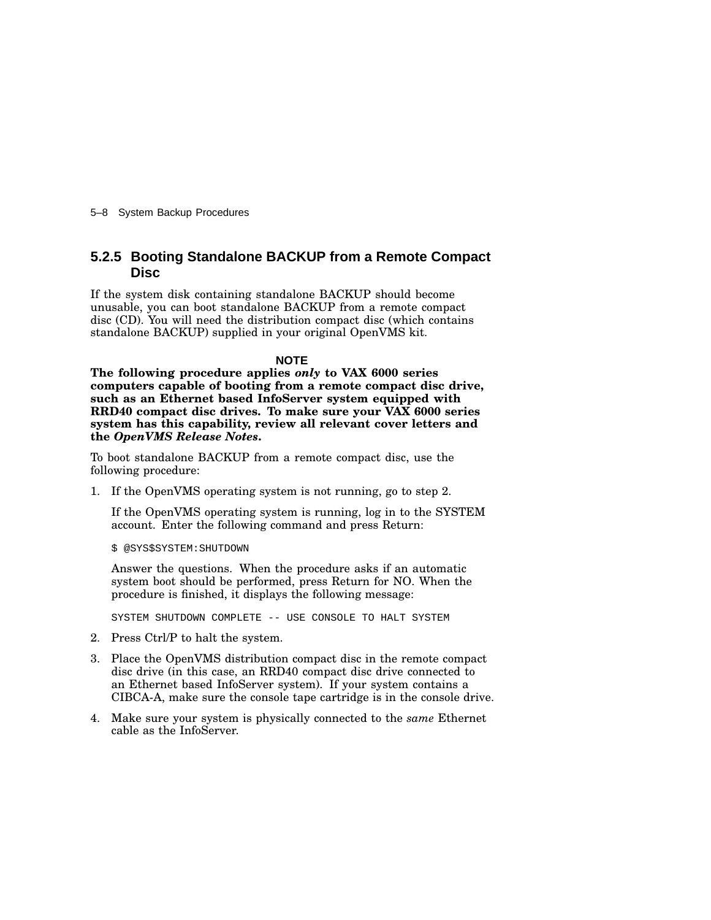### 5.2.5 Booting Standalone BACKUP from a Remote Compact Disc

If the system disk containing standalone BACKUP should become unusable, you can boot standalone BACKUP from a remote compact disc (CD). You will need the distribution compact disc (which contains standalone BACKUP) supplied in your original OpenVMS kit.

**NOTE**

**The following procedure applies *only* to VAX 6000 series computers capable of booting from a remote compact disc drive, such as an Ethernet based InfoServer system equipped with RRD40 compact disc drives. To make sure your VAX 6000 series system has this capability, review all relevant cover letters and the *OpenVMS Release Notes*.**

To boot standalone BACKUP from a remote compact disc, use the following procedure:

1. If the OpenVMS operating system is not running, go to step 2.

   If the OpenVMS operating system is running, log in to the SYSTEM account. Enter the following command and press Return:

   ```
   $ @SYS$SYSTEM:SHUTDOWN
   ```

   Answer the questions. When the procedure asks if an automatic system boot should be performed, press Return for NO. When the procedure is finished, it displays the following message:

   ```
   SYSTEM SHUTDOWN COMPLETE -- USE CONSOLE TO HALT SYSTEM
   ```

2. Press Ctrl/P to halt the system.
3. Place the OpenVMS distribution compact disc in the remote compact disc drive (in this case, an RRD40 compact disc drive connected to an Ethernet based InfoServer system). If your system contains a CIBCA-A, make sure the console tape cartridge is in the console drive.
4. Make sure your system is physically connected to the *same* Ethernet cable as the InfoServer.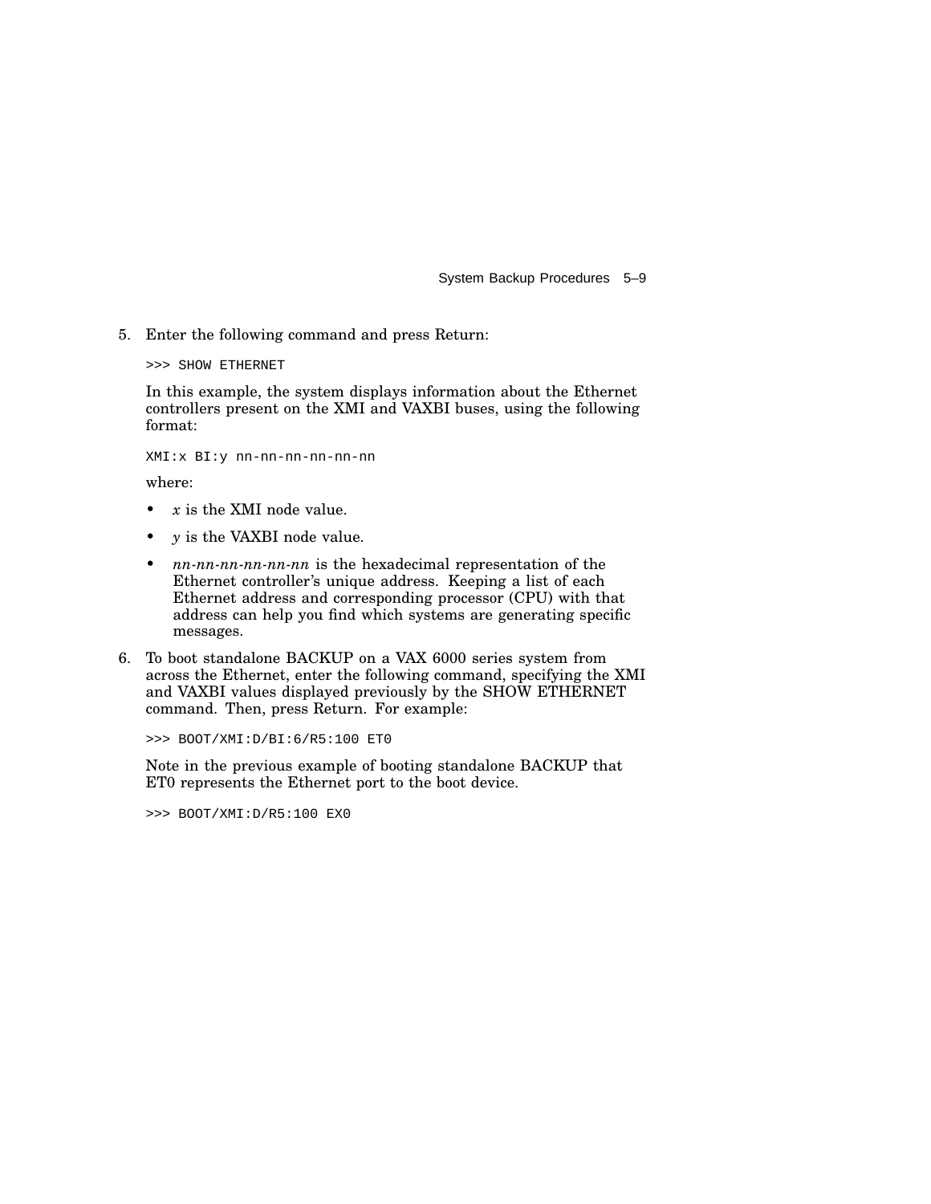5. Enter the following command and press Return:

   ```
   >>> SHOW ETHERNET
   ```

   In this example, the system displays information about the Ethernet controllers present on the XMI and VAXBI buses, using the following format:

   ```
   XMI:x BI:y nn-nn-nn-nn-nn-nn
   ```

   where:

   - *x* is the XMI node value.
   - *y* is the VAXBI node value.
   - *nn-nn-nn-nn-nn-nn* is the hexadecimal representation of the Ethernet controller's unique address. Keeping a list of each Ethernet address and corresponding processor (CPU) with that address can help you find which systems are generating specific messages.

6. To boot standalone BACKUP on a VAX 6000 series system from across the Ethernet, enter the following command, specifying the XMI and VAXBI values displayed previously by the SHOW ETHERNET command. Then, press Return. For example:

   ```
   >>> BOOT/XMI:D/BI:6/R5:100 ET0
   ```

   Note in the previous example of booting standalone BACKUP that ET0 represents the Ethernet port to the boot device.

   ```
   >>> BOOT/XMI:D/R5:100 EX0
   ```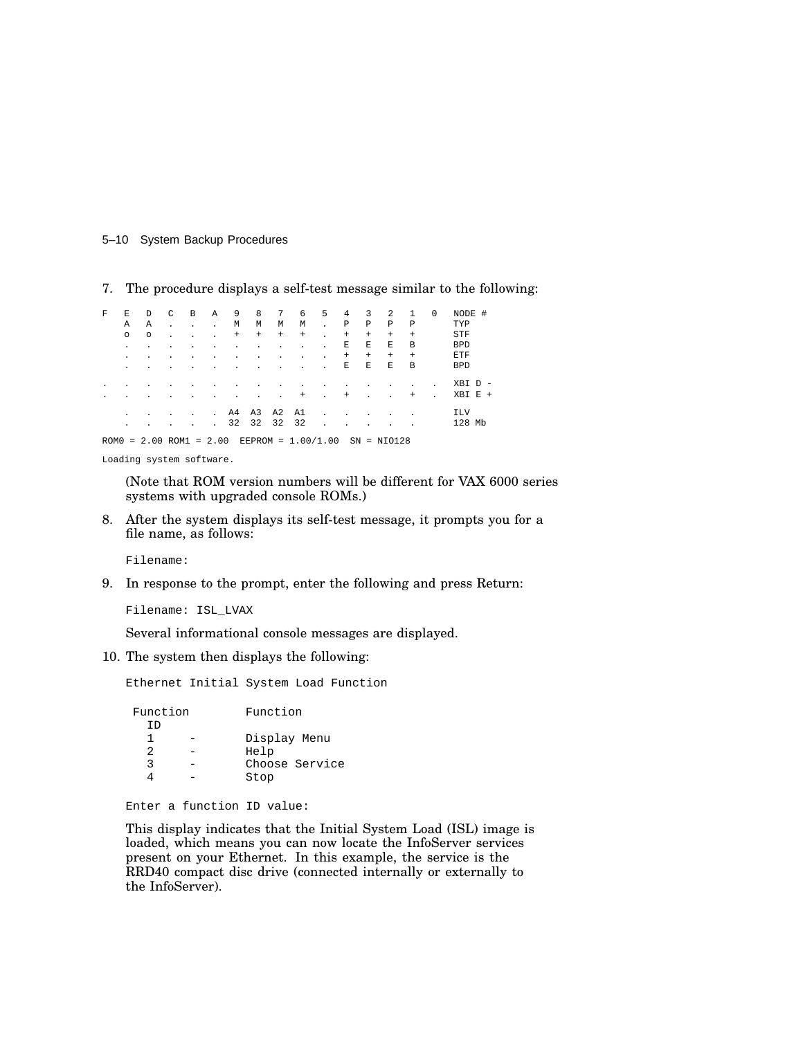7. The procedure displays a self-test message similar to the following:

```
F   E   D   C   B   A   9   8   7   6   5   4   3   2   1   0   NODE #
    A   A   .   .   .   M   M   M   M   .   P   P   P   P       TYP
    o   o   .   .   .   +   +   +   +   .   +   +   +   +       STF
    .   .   .   .   .   .   .   .   .   .   E   E   E   B       BPD
    .   .   .   .   .   .   .   .   .   .   +   +   +   +       ETF
    .   .   .   .   .   .   .   .   .   .   E   E   E   B       BPD

.   .   .   .   .   .   .   .   .   .   .   .   .   .   .   .   XBI D -
.   .   .   .   .   .   .   .   .   +   .   +   .   .   +   .   XBI E +

    .   .   .   .   .   A4  A3  A2  A1  .   .   .   .   .       ILV
    .   .   .   .   .   32  32  32  32  .   .   .   .   .       128 Mb

ROM0 = 2.00 ROM1 = 2.00  EEPROM = 1.00/1.00  SN = NIO128

Loading system software.
```

   (Note that ROM version numbers will be different for VAX 6000 series systems with upgraded console ROMs.)

8. After the system displays its self-test message, it prompts you for a file name, as follows:

```
Filename:
```

9. In response to the prompt, enter the following and press Return:

```
Filename: ISL_LVAX
```

   Several informational console messages are displayed.

10. The system then displays the following:

```
Ethernet Initial System Load Function

 Function        Function
   ID
   1     -       Display Menu
   2     -       Help
   3     -       Choose Service
   4     -       Stop

Enter a function ID value:
```

   This display indicates that the Initial System Load (ISL) image is loaded, which means you can now locate the InfoServer services present on your Ethernet. In this example, the service is the RRD40 compact disc drive (connected internally or externally to the InfoServer).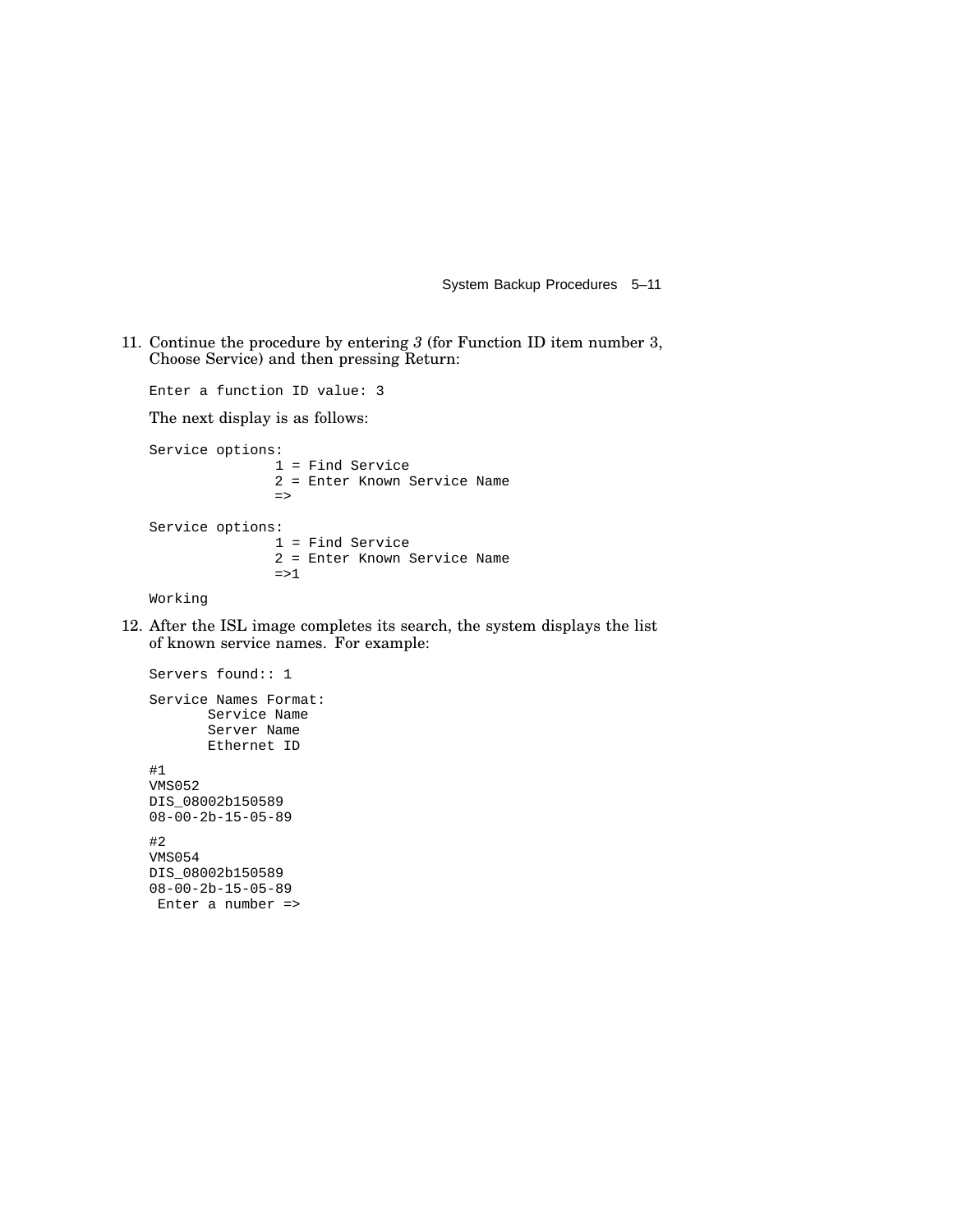11. Continue the procedure by entering *3* (for Function ID item number 3, Choose Service) and then pressing Return:

    ```
    Enter a function ID value: 3
    ```

    The next display is as follows:

    ```
    Service options:
                   1 = Find Service
                   2 = Enter Known Service Name
                   =>

    Service options:
                   1 = Find Service
                   2 = Enter Known Service Name
                   =>1

    Working
    ```

12. After the ISL image completes its search, the system displays the list of known service names. For example:

    ```
    Servers found:: 1

    Service Names Format:
           Service Name
           Server Name
           Ethernet ID

    #1
    VMS052
    DIS_08002b150589
    08-00-2b-15-05-89

    #2
    VMS054
    DIS_08002b150589
    08-00-2b-15-05-89
     Enter a number =>
    ```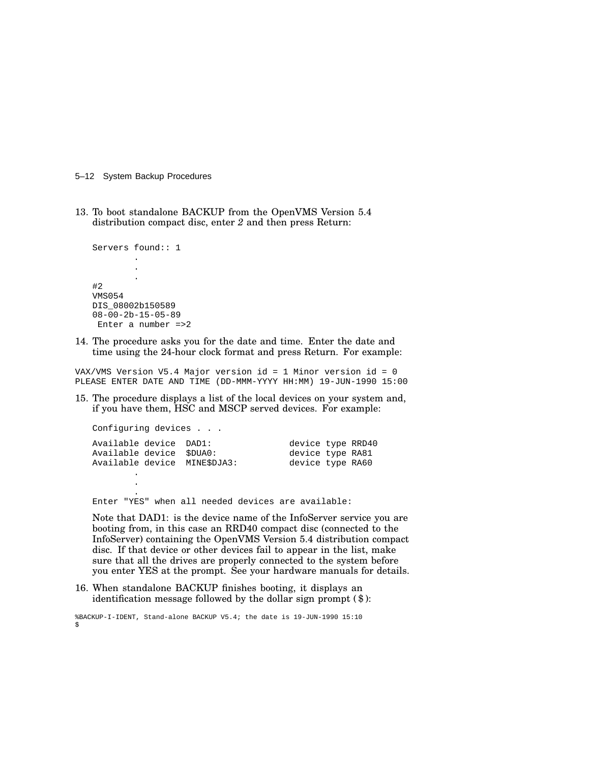13. To boot standalone BACKUP from the OpenVMS Version 5.4 distribution compact disc, enter *2* and then press Return:

```
Servers found:: 1
        .
        .
        .
#2
VMS054
DIS_08002b150589
08-00-2b-15-05-89
 Enter a number =>2
```

14. The procedure asks you for the date and time. Enter the date and time using the 24-hour clock format and press Return. For example:

```
VAX/VMS Version V5.4 Major version id = 1 Minor version id = 0
PLEASE ENTER DATE AND TIME (DD-MMM-YYYY HH:MM) 19-JUN-1990 15:00
```

15. The procedure displays a list of the local devices on your system and, if you have them, HSC and MSCP served devices. For example:

```
Configuring devices . . .

Available device  DAD1:              device type RRD40
Available device  $DUA0:             device type RA81
Available device  MINE$DJA3:         device type RA60
        .
        .
        .
Enter "YES" when all needed devices are available:
```

   Note that DAD1: is the device name of the InfoServer service you are booting from, in this case an RRD40 compact disc (connected to the InfoServer) containing the OpenVMS Version 5.4 distribution compact disc. If that device or other devices fail to appear in the list, make sure that all the drives are properly connected to the system before you enter YES at the prompt. See your hardware manuals for details.

16. When standalone BACKUP finishes booting, it displays an identification message followed by the dollar sign prompt ($):

```
%BACKUP-I-IDENT, Stand-alone BACKUP V5.4; the date is 19-JUN-1990 15:10
$
```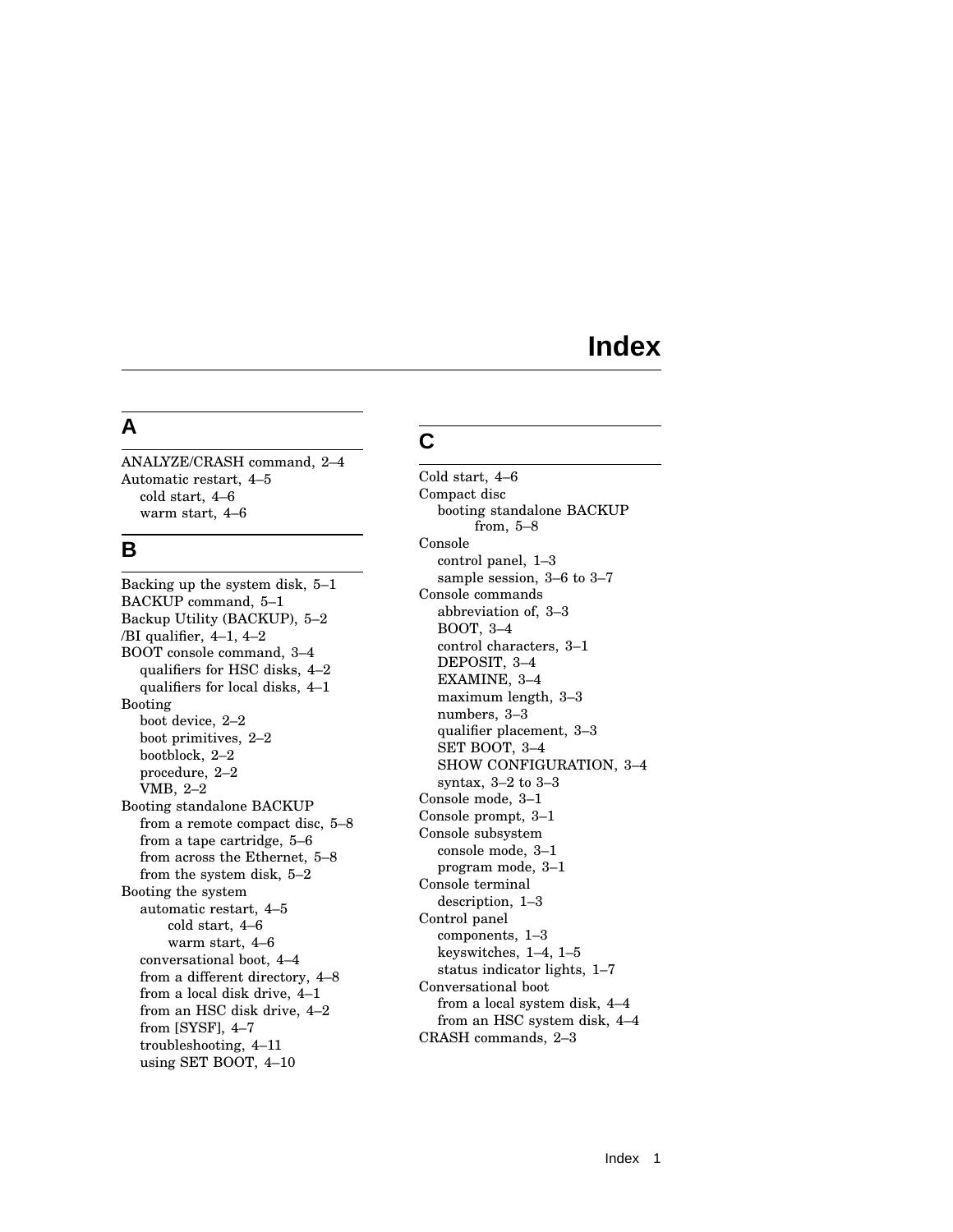# Index

## A

ANALYZE/CRASH command, 2–4
Automatic restart, 4–5
- cold start, 4–6
- warm start, 4–6

## B

Backing up the system disk, 5–1
BACKUP command, 5–1
Backup Utility (BACKUP), 5–2
/BI qualifier, 4–1, 4–2
BOOT console command, 3–4
- qualifiers for HSC disks, 4–2
- qualifiers for local disks, 4–1

Booting
- boot device, 2–2
- boot primitives, 2–2
- bootblock, 2–2
- procedure, 2–2
- VMB, 2–2

Booting standalone BACKUP
- from a remote compact disc, 5–8
- from a tape cartridge, 5–6
- from across the Ethernet, 5–8
- from the system disk, 5–2

Booting the system
- automatic restart, 4–5
  - cold start, 4–6
  - warm start, 4–6
- conversational boot, 4–4
- from a different directory, 4–8
- from a local disk drive, 4–1
- from an HSC disk drive, 4–2
- from [SYSF], 4–7
- troubleshooting, 4–11
- using SET BOOT, 4–10

## C

Cold start, 4–6
Compact disc
- booting standalone BACKUP from, 5–8

Console
- control panel, 1–3
- sample session, 3–6 to 3–7

Console commands
- abbreviation of, 3–3
- BOOT, 3–4
- control characters, 3–1
- DEPOSIT, 3–4
- EXAMINE, 3–4
- maximum length, 3–3
- numbers, 3–3
- qualifier placement, 3–3
- SET BOOT, 3–4
- SHOW CONFIGURATION, 3–4
- syntax, 3–2 to 3–3

Console mode, 3–1
Console prompt, 3–1
Console subsystem
- console mode, 3–1
- program mode, 3–1

Console terminal
- description, 1–3

Control panel
- components, 1–3
- keyswitches, 1–4, 1–5
- status indicator lights, 1–7

Conversational boot
- from a local system disk, 4–4
- from an HSC system disk, 4–4

CRASH commands, 2–3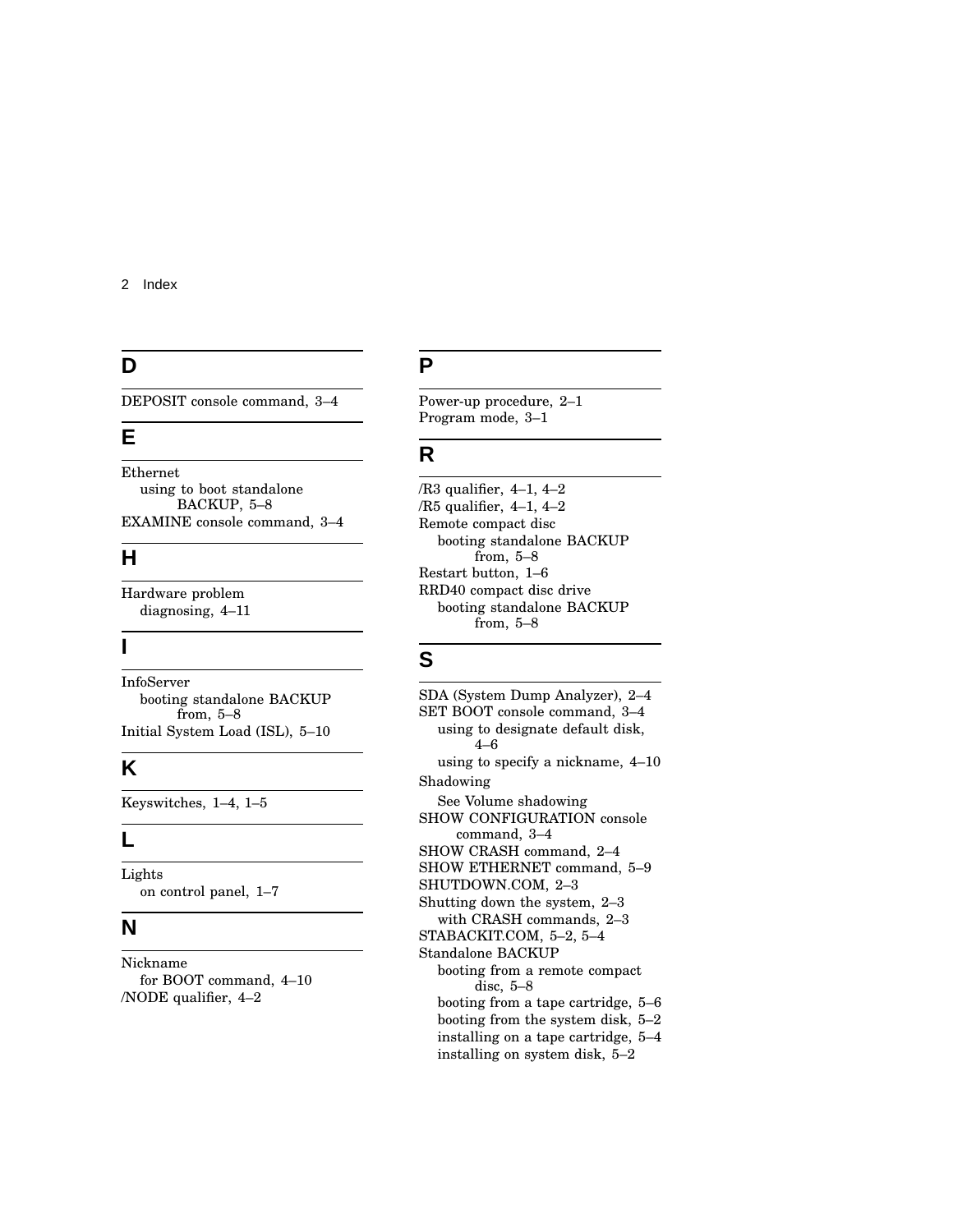## D

DEPOSIT console command, 3–4

## E

Ethernet
- using to boot standalone BACKUP, 5–8

EXAMINE console command, 3–4

## H

Hardware problem
- diagnosing, 4–11

## I

InfoServer
- booting standalone BACKUP from, 5–8

Initial System Load (ISL), 5–10

## K

Keyswitches, 1–4, 1–5

## L

Lights
- on control panel, 1–7

## N

Nickname
- for BOOT command, 4–10

/NODE qualifier, 4–2

## P

Power-up procedure, 2–1
Program mode, 3–1

## R

/R3 qualifier, 4–1, 4–2
/R5 qualifier, 4–1, 4–2
Remote compact disc
- booting standalone BACKUP from, 5–8

Restart button, 1–6
RRD40 compact disc drive
- booting standalone BACKUP from, 5–8

## S

SDA (System Dump Analyzer), 2–4
SET BOOT console command, 3–4
- using to designate default disk, 4–6
- using to specify a nickname, 4–10

Shadowing
- See Volume shadowing

SHOW CONFIGURATION console command, 3–4
SHOW CRASH command, 2–4
SHOW ETHERNET command, 5–9
SHUTDOWN.COM, 2–3
Shutting down the system, 2–3
- with CRASH commands, 2–3

STABACKIT.COM, 5–2, 5–4
Standalone BACKUP
- booting from a remote compact disc, 5–8
- booting from a tape cartridge, 5–6
- booting from the system disk, 5–2
- installing on a tape cartridge, 5–4
- installing on system disk, 5–2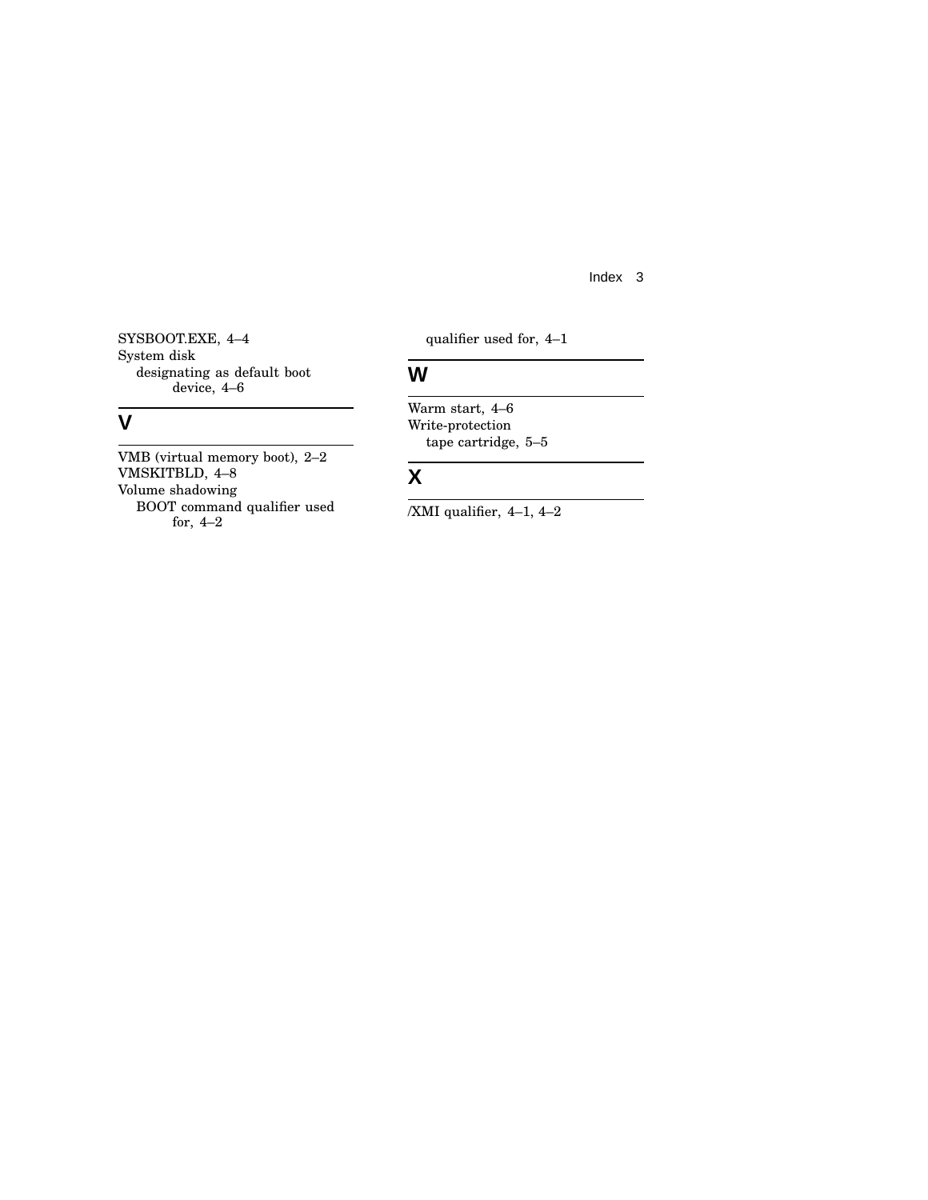SYSBOOT.EXE, 4–4
System disk
  designating as default boot device, 4–6

## V

VMB (virtual memory boot), 2–2
VMSKITBLD, 4–8
Volume shadowing
  BOOT command qualifier used for, 4–2
  qualifier used for, 4–1

## W

Warm start, 4–6
Write-protection
  tape cartridge, 5–5

## X

/XMI qualifier, 4–1, 4–2